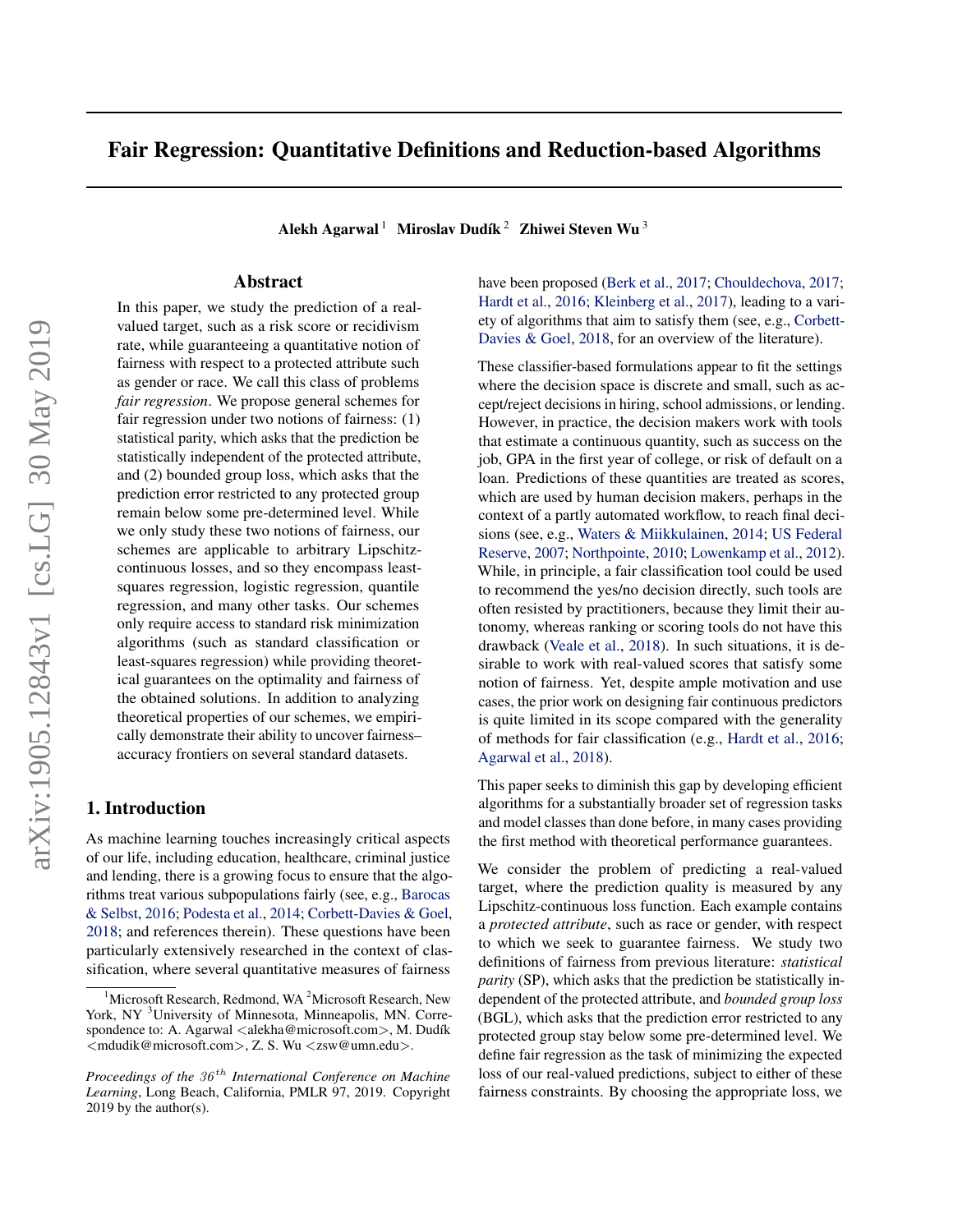# Fair Regression: Quantitative Definitions and Reduction-based Algorithms

**Alekh Agarwal** [1] **Miroslav Dudík** [2] **Zhiwei Steven Wu** [3]

## Abstract

In this paper, we study the prediction of a real-valued target, such as a risk score or recidivism rate, while guaranteeing a quantitative notion of fairness with respect to a protected attribute such as gender or race. We call this class of problems *fair regression*. We propose general schemes for fair regression under two notions of fairness: (1) statistical parity, which asks that the prediction be statistically independent of the protected attribute, and (2) bounded group loss, which asks that the prediction error restricted to any protected group remain below some pre-determined level. While we only study these two notions of fairness, our schemes are applicable to arbitrary Lipschitz-continuous losses, and so they encompass least-squares regression, logistic regression, quantile regression, and many other tasks. Our schemes only require access to standard risk minimization algorithms (such as standard classification or least-squares regression) while providing theoretical guarantees on the optimality and fairness of the obtained solutions. In addition to analyzing theoretical properties of our schemes, we empirically demonstrate their ability to uncover fairness–accuracy frontiers on several standard datasets.

## 1. Introduction

As machine learning touches increasingly critical aspects of our life, including education, healthcare, criminal justice and lending, there is a growing focus to ensure that the algorithms treat various subpopulations fairly (see, e.g., Barocas & Selbst, 2016; Podesta et al., 2014; Corbett-Davies & Goel, 2018; and references therein). These questions have been particularly extensively researched in the context of classification, where several quantitative measures of fairness have been proposed (Berk et al., 2017; Chouldechova, 2017; Hardt et al., 2016; Kleinberg et al., 2017), leading to a variety of algorithms that aim to satisfy them (see, e.g., Corbett-Davies & Goel, 2018, for an overview of the literature).

These classifier-based formulations appear to fit the settings where the decision space is discrete and small, such as accept/reject decisions in hiring, school admissions, or lending. However, in practice, the decision makers work with tools that estimate a continuous quantity, such as success on the job, GPA in the first year of college, or risk of default on a loan. Predictions of these quantities are treated as scores, which are used by human decision makers, perhaps in the context of a partly automated workflow, to reach final decisions (see, e.g., Waters & Miikkulainen, 2014; US Federal Reserve, 2007; Northpointe, 2010; Lowenkamp et al., 2012). While, in principle, a fair classification tool could be used to recommend the yes/no decision directly, such tools are often resisted by practitioners, because they limit their autonomy, whereas ranking or scoring tools do not have this drawback (Veale et al., 2018). In such situations, it is desirable to work with real-valued scores that satisfy some notion of fairness. Yet, despite ample motivation and use cases, the prior work on designing fair continuous predictors is quite limited in its scope compared with the generality of methods for fair classification (e.g., Hardt et al., 2016; Agarwal et al., 2018).

This paper seeks to diminish this gap by developing efficient algorithms for a substantially broader set of regression tasks and model classes than done before, in many cases providing the first method with theoretical performance guarantees.

We consider the problem of predicting a real-valued target, where the prediction quality is measured by any Lipschitz-continuous loss function. Each example contains a *protected attribute*, such as race or gender, with respect to which we seek to guarantee fairness. We study two definitions of fairness from previous literature: *statistical parity* (SP), which asks that the prediction be statistically independent of the protected attribute, and *bounded group loss* (BGL), which asks that the prediction error restricted to any protected group stay below some pre-determined level. We define fair regression as the task of minimizing the expected loss of our real-valued predictions, subject to either of these fairness constraints. By choosing the appropriate loss, we

[1] Microsoft Research, Redmond, WA [2] Microsoft Research, New York, NY [3] University of Minnesota, Minneapolis, MN. Correspondence to: A. Agarwal <alekha@microsoft.com>, M. Dudík <mdudik@microsoft.com>, Z. S. Wu <zsw@umn.edu>.

*Proceedings of the 36th International Conference on Machine Learning*, Long Beach, California, PMLR 97, 2019. Copyright 2019 by the author(s).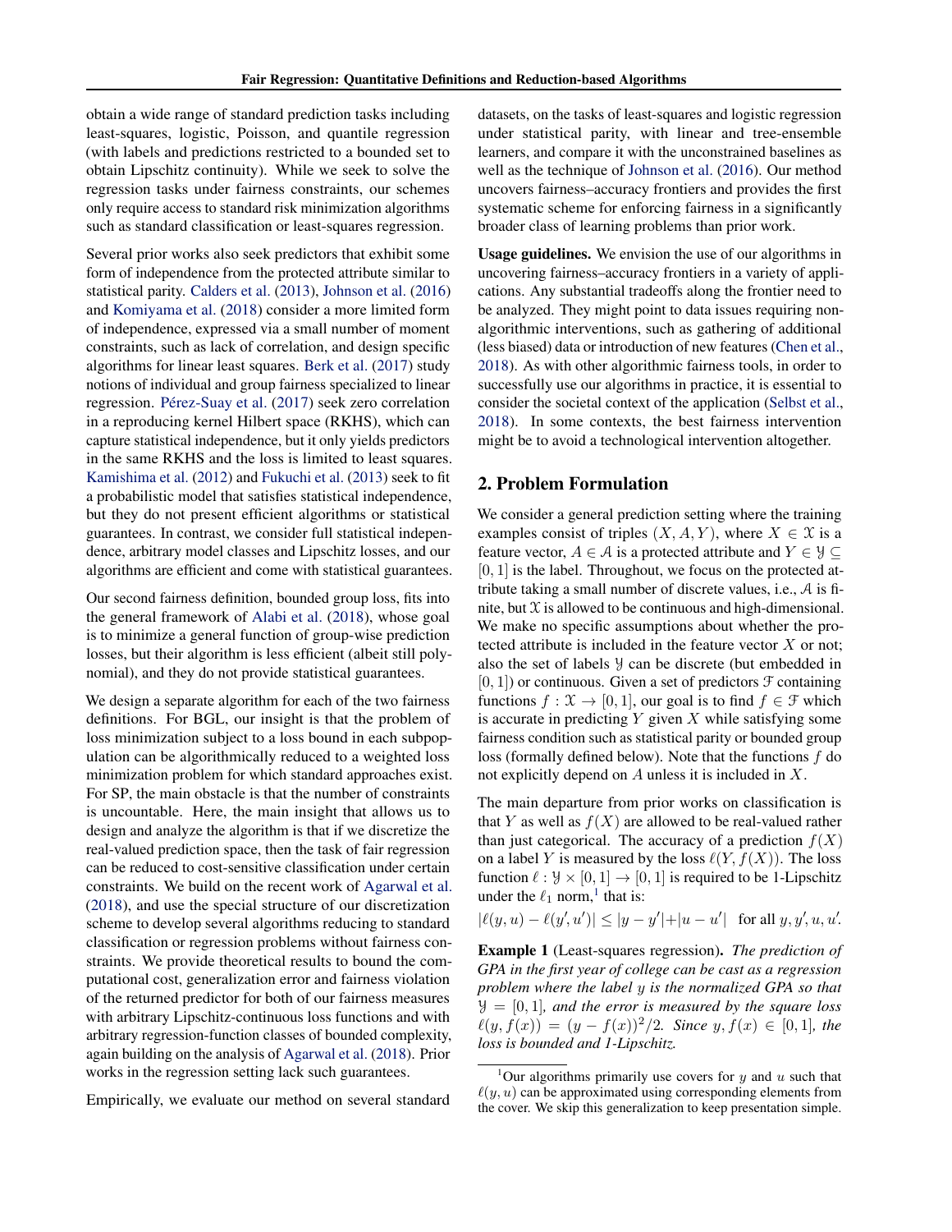obtain a wide range of standard prediction tasks including least-squares, logistic, Poisson, and quantile regression (with labels and predictions restricted to a bounded set to obtain Lipschitz continuity). While we seek to solve the regression tasks under fairness constraints, our schemes only require access to standard risk minimization algorithms such as standard classification or least-squares regression.

Several prior works also seek predictors that exhibit some form of independence from the protected attribute similar to statistical parity. Calders et al. (2013), Johnson et al. (2016) and Komiyama et al. (2018) consider a more limited form of independence, expressed via a small number of moment constraints, such as lack of correlation, and design specific algorithms for linear least squares. Berk et al. (2017) study notions of individual and group fairness specialized to linear regression. Pérez-Suay et al. (2017) seek zero correlation in a reproducing kernel Hilbert space (RKHS), which can capture statistical independence, but it only yields predictors in the same RKHS and the loss is limited to least squares. Kamishima et al. (2012) and Fukuchi et al. (2013) seek to fit a probabilistic model that satisfies statistical independence, but they do not present efficient algorithms or statistical guarantees. In contrast, we consider full statistical independence, arbitrary model classes and Lipschitz losses, and our algorithms are efficient and come with statistical guarantees.

Our second fairness definition, bounded group loss, fits into the general framework of Alabi et al. (2018), whose goal is to minimize a general function of group-wise prediction losses, but their algorithm is less efficient (albeit still polynomial), and they do not provide statistical guarantees.

We design a separate algorithm for each of the two fairness definitions. For BGL, our insight is that the problem of loss minimization subject to a loss bound in each subpopulation can be algorithmically reduced to a weighted loss minimization problem for which standard approaches exist. For SP, the main obstacle is that the number of constraints is uncountable. Here, the main insight that allows us to design and analyze the algorithm is that if we discretize the real-valued prediction space, then the task of fair regression can be reduced to cost-sensitive classification under certain constraints. We build on the recent work of Agarwal et al. (2018), and use the special structure of our discretization scheme to develop several algorithms reducing to standard classification or regression problems without fairness constraints. We provide theoretical results to bound the computational cost, generalization error and fairness violation of the returned predictor for both of our fairness measures with arbitrary Lipschitz-continuous loss functions and with arbitrary regression-function classes of bounded complexity, again building on the analysis of Agarwal et al. (2018). Prior works in the regression setting lack such guarantees.

Empirically, we evaluate our method on several standard datasets, on the tasks of least-squares and logistic regression under statistical parity, with linear and tree-ensemble learners, and compare it with the unconstrained baselines as well as the technique of Johnson et al. (2016). Our method uncovers fairness–accuracy frontiers and provides the first systematic scheme for enforcing fairness in a significantly broader class of learning problems than prior work.

**Usage guidelines.** We envision the use of our algorithms in uncovering fairness–accuracy frontiers in a variety of applications. Any substantial tradeoffs along the frontier need to be analyzed. They might point to data issues requiring non-algorithmic interventions, such as gathering of additional (less biased) data or introduction of new features (Chen et al., 2018). As with other algorithmic fairness tools, in order to successfully use our algorithms in practice, it is essential to consider the societal context of the application (Selbst et al., 2018). In some contexts, the best fairness intervention might be to avoid a technological intervention altogether.

## 2. Problem Formulation

We consider a general prediction setting where the training examples consist of triples $(X, A, Y)$, where $X \in \mathcal{X}$ is a feature vector, $A \in \mathcal{A}$ is a protected attribute and $Y \in \mathcal{Y} \subseteq [0, 1]$ is the label. Throughout, we focus on the protected attribute taking a small number of discrete values, i.e., $\mathcal{A}$ is finite, but $\mathcal{X}$ is allowed to be continuous and high-dimensional. We make no specific assumptions about whether the protected attribute is included in the feature vector $X$ or not; also the set of labels $\mathcal{Y}$ can be discrete (but embedded in $[0, 1]$) or continuous. Given a set of predictors $\mathcal{F}$ containing functions $f : \mathcal{X} \to [0, 1]$, our goal is to find $f \in \mathcal{F}$ which is accurate in predicting $Y$ given $X$ while satisfying some fairness condition such as statistical parity or bounded group loss (formally defined below). Note that the functions $f$ do not explicitly depend on $A$ unless it is included in $X$.

The main departure from prior works on classification is that $Y$ as well as $f(X)$ are allowed to be real-valued rather than just categorical. The accuracy of a prediction $f(X)$ on a label $Y$ is measured by the loss $\ell(Y, f(X))$. The loss function $\ell : \mathcal{Y} \times [0, 1] \to [0, 1]$ is required to be 1-Lipschitz under the $\ell_1$ norm,[1] that is:

$$|\ell(y, u) - \ell(y', u')| \leq |y - y'| + |u - u'| \quad \text{for all } y, y', u, u'.$$

**Example 1** (Least-squares regression). *The prediction of GPA in the first year of college can be cast as a regression problem where the label $y$ is the normalized GPA so that $\mathcal{Y} = [0, 1]$, and the error is measured by the square loss $\ell(y, f(x)) = (y - f(x))^2/2$. Since $y, f(x) \in [0, 1]$, the loss is bounded and 1-Lipschitz.*

[1] Our algorithms primarily use covers for $y$ and $u$ such that $\ell(y, u)$ can be approximated using corresponding elements from the cover. We skip this generalization to keep presentation simple.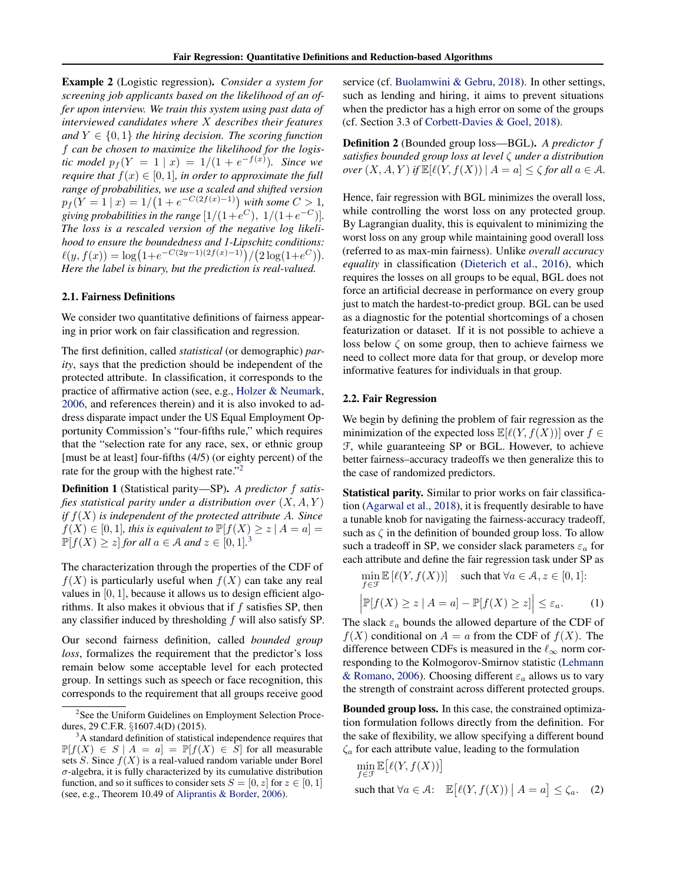**Example 2** (Logistic regression). *Consider a system for screening job applicants based on the likelihood of an offer upon interview. We train this system using past data of interviewed candidates where $X$ describes their features and $Y \in \{0, 1\}$ the hiring decision. The scoring function $f$ can be chosen to maximize the likelihood for the logistic model $p_f(Y = 1 \mid x) = 1/(1 + e^{-f(x)})$. Since we require that $f(x) \in [0, 1]$, in order to approximate the full range of probabilities, we use a scaled and shifted version $p_f(Y = 1 \mid x) = 1/\big(1 + e^{-C(2f(x)-1)}\big)$ with some $C > 1$, giving probabilities in the range $[1/(1+e^{C}),\ 1/(1+e^{-C})]$. The loss is a rescaled version of the negative log likelihood to ensure the boundedness and 1-Lipschitz conditions: $\ell(y, f(x)) = \log\big(1+e^{-C(2y-1)(2f(x)-1)}\big)/\big(2\log(1+e^{C})\big)$. Here the label is binary, but the prediction is real-valued.*

## 2.1. Fairness Definitions

We consider two quantitative definitions of fairness appearing in prior work on fair classification and regression.

The first definition, called *statistical* (or demographic) *parity*, says that the prediction should be independent of the protected attribute. In classification, it corresponds to the practice of affirmative action (see, e.g., Holzer & Neumark, 2006, and references therein) and it is also invoked to address disparate impact under the US Equal Employment Opportunity Commission's "four-fifths rule," which requires that the "selection rate for any race, sex, or ethnic group [must be at least] four-fifths (4/5) (or eighty percent) of the rate for the group with the highest rate."[2]

**Definition 1** (Statistical parity—SP). *A predictor $f$ satisfies statistical parity under a distribution over $(X, A, Y)$ if $f(X)$ is independent of the protected attribute $A$. Since $f(X) \in [0, 1]$, this is equivalent to $\mathbb{P}[f(X) \geq z \mid A = a] = \mathbb{P}[f(X) \geq z]$ for all $a \in \mathcal{A}$ and $z \in [0, 1]$.*[3]

The characterization through the properties of the CDF of $f(X)$ is particularly useful when $f(X)$ can take any real values in $[0, 1]$, because it allows us to design efficient algorithms. It also makes it obvious that if $f$ satisfies SP, then any classifier induced by thresholding $f$ will also satisfy SP.

Our second fairness definition, called *bounded group loss*, formalizes the requirement that the predictor's loss remain below some acceptable level for each protected group. In settings such as speech or face recognition, this corresponds to the requirement that all groups receive good service (cf. Buolamwini & Gebru, 2018). In other settings, such as lending and hiring, it aims to prevent situations when the predictor has a high error on some of the groups (cf. Section 3.3 of Corbett-Davies & Goel, 2018).

**Definition 2** (Bounded group loss—BGL). *A predictor $f$ satisfies bounded group loss at level $\zeta$ under a distribution over $(X, A, Y)$ if $\mathbb{E}[\ell(Y, f(X)) \mid A = a] \leq \zeta$ for all $a \in \mathcal{A}$.*

Hence, fair regression with BGL minimizes the overall loss, while controlling the worst loss on any protected group. By Lagrangian duality, this is equivalent to minimizing the worst loss on any group while maintaining good overall loss (referred to as max-min fairness). Unlike *overall accuracy equality* in classification (Dieterich et al., 2016), which requires the losses on all groups to be equal, BGL does not force an artificial decrease in performance on every group just to match the hardest-to-predict group. BGL can be used as a diagnostic for the potential shortcomings of a chosen featurization or dataset. If it is not possible to achieve a loss below $\zeta$ on some group, then to achieve fairness we need to collect more data for that group, or develop more informative features for individuals in that group.

## 2.2. Fair Regression

We begin by defining the problem of fair regression as the minimization of the expected loss $\mathbb{E}[\ell(Y, f(X))]$ over $f \in \mathcal{F}$, while guaranteeing SP or BGL. However, to achieve better fairness–accuracy tradeoffs we then generalize this to the case of randomized predictors.

**Statistical parity.** Similar to prior works on fair classification (Agarwal et al., 2018), it is frequently desirable to have a tunable knob for navigating the fairness-accuracy tradeoff, such as $\zeta$ in the definition of bounded group loss. To allow such a tradeoff in SP, we consider slack parameters $\varepsilon_a$ for each attribute and define the fair regression task under SP as

$$\min_{f \in \mathcal{F}} \mathbb{E}\left[\ell(Y, f(X))\right] \quad \text{such that } \forall a \in \mathcal{A}, z \in [0, 1]:$$
$$\Big|\mathbb{P}[f(X) \geq z \mid A = a] - \mathbb{P}[f(X) \geq z]\Big| \leq \varepsilon_a. \tag{1}$$

The slack $\varepsilon_a$ bounds the allowed departure of the CDF of $f(X)$ conditional on $A = a$ from the CDF of $f(X)$. The difference between CDFs is measured in the $\ell_\infty$ norm corresponding to the Kolmogorov-Smirnov statistic (Lehmann & Romano, 2006). Choosing different $\varepsilon_a$ allows us to vary the strength of constraint across different protected groups.

**Bounded group loss.** In this case, the constrained optimization formulation follows directly from the definition. For the sake of flexibility, we allow specifying a different bound $\zeta_a$ for each attribute value, leading to the formulation

$$\min_{f \in \mathcal{F}} \mathbb{E}\big[\ell(Y, f(X))\big]$$
$$\text{such that } \forall a \in \mathcal{A}: \quad \mathbb{E}\big[\ell(Y, f(X)) \bigm| A = a\big] \leq \zeta_a. \tag{2}$$

---

[2] See the Uniform Guidelines on Employment Selection Procedures, 29 C.F.R. §1607.4(D) (2015).

[3] A standard definition of statistical independence requires that $\mathbb{P}[f(X) \in S \mid A = a] = \mathbb{P}[f(X) \in S]$ for all measurable sets $S$. Since $f(X)$ is a real-valued random variable under Borel $\sigma$-algebra, it is fully characterized by its cumulative distribution function, and so it suffices to consider sets $S = [0, z]$ for $z \in [0, 1]$ (see, e.g., Theorem 10.49 of Aliprantis & Border, 2006).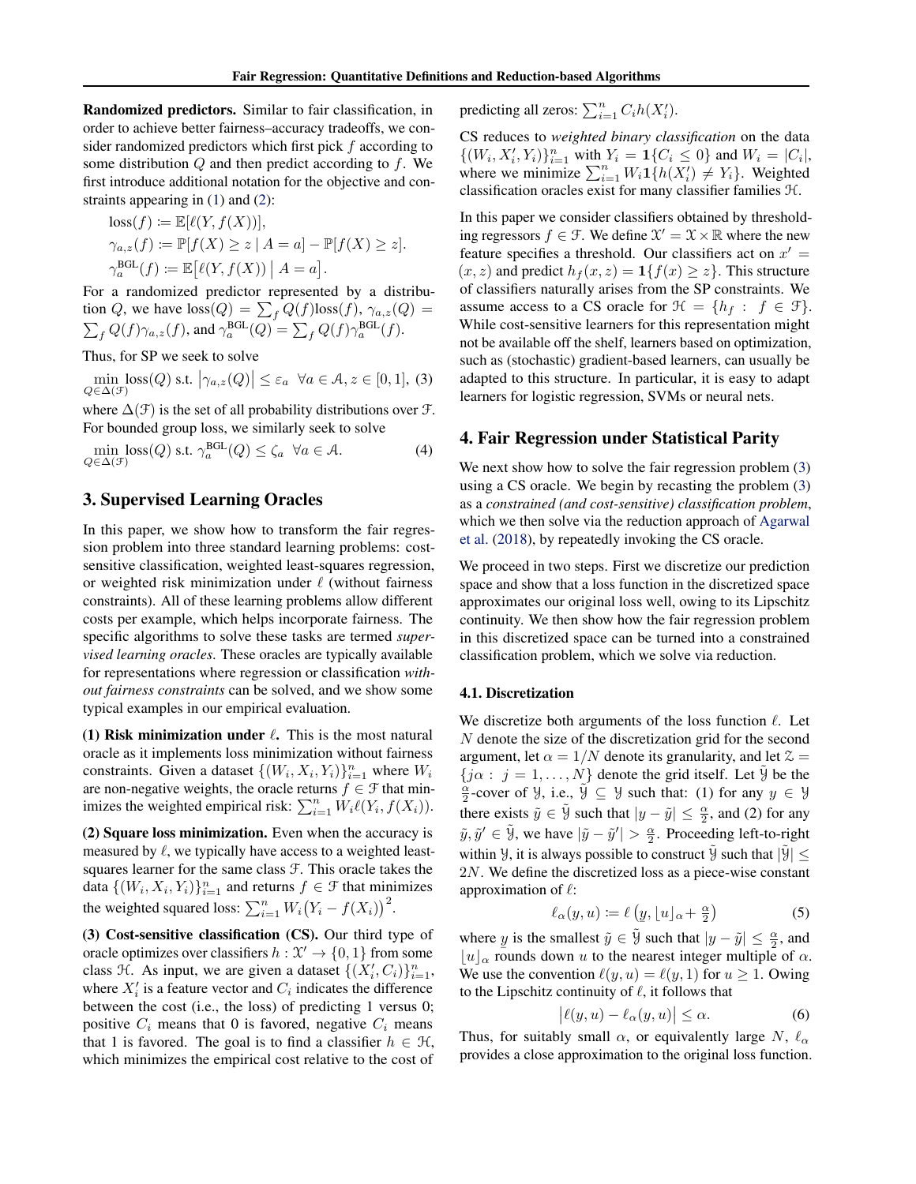**Randomized predictors.** Similar to fair classification, in order to achieve better fairness–accuracy tradeoffs, we consider randomized predictors which first pick $f$ according to some distribution $Q$ and then predict according to $f$. We first introduce additional notation for the objective and constraints appearing in (1) and (2):

$$\text{loss}(f) := \mathbb{E}[\ell(Y, f(X))],$$
$$\gamma_{a,z}(f) := \mathbb{P}[f(X) \geq z \mid A = a] - \mathbb{P}[f(X) \geq z].$$
$$\gamma_a^{\text{BGL}}(f) := \mathbb{E}\big[\ell(Y, f(X)) \bigm| A = a\big].$$

For a randomized predictor represented by a distribution $Q$, we have $\text{loss}(Q) = \sum_f Q(f)\text{loss}(f)$, $\gamma_{a,z}(Q) = \sum_f Q(f)\gamma_{a,z}(f)$, and $\gamma_a^{\text{BGL}}(Q) = \sum_f Q(f)\gamma_a^{\text{BGL}}(f)$.

Thus, for SP we seek to solve

$$\min_{Q \in \Delta(\mathcal{F})} \text{loss}(Q) \text{ s.t. } \left|\gamma_{a,z}(Q)\right| \leq \varepsilon_a \;\; \forall a \in \mathcal{A}, z \in [0,1], \quad (3)$$

where $\Delta(\mathcal{F})$ is the set of all probability distributions over $\mathcal{F}$. For bounded group loss, we similarly seek to solve

$$\min_{Q \in \Delta(\mathcal{F})} \text{loss}(Q) \text{ s.t. } \gamma_a^{\text{BGL}}(Q) \leq \zeta_a \;\; \forall a \in \mathcal{A}. \quad (4)$$

## 3. Supervised Learning Oracles

In this paper, we show how to transform the fair regression problem into three standard learning problems: cost-sensitive classification, weighted least-squares regression, or weighted risk minimization under $\ell$ (without fairness constraints). All of these learning problems allow different costs per example, which helps incorporate fairness. The specific algorithms to solve these tasks are termed *supervised learning oracles.* These oracles are typically available for representations where regression or classification *without fairness constraints* can be solved, and we show some typical examples in our empirical evaluation.

**(1) Risk minimization under $\ell$.** This is the most natural oracle as it implements loss minimization without fairness constraints. Given a dataset $\{(W_i, X_i, Y_i)\}_{i=1}^n$ where $W_i$ are non-negative weights, the oracle returns $f \in \mathcal{F}$ that minimizes the weighted empirical risk: $\sum_{i=1}^n W_i \ell(Y_i, f(X_i))$.

**(2) Square loss minimization.** Even when the accuracy is measured by $\ell$, we typically have access to a weighted least-squares learner for the same class $\mathcal{F}$. This oracle takes the data $\{(W_i, X_i, Y_i)\}_{i=1}^n$ and returns $f \in \mathcal{F}$ that minimizes the weighted squared loss: $\sum_{i=1}^n W_i\big(Y_i - f(X_i)\big)^2$.

**(3) Cost-sensitive classification (CS).** Our third type of oracle optimizes over classifiers $h : \mathcal{X}' \to \{0,1\}$ from some class $\mathcal{H}$. As input, we are given a dataset $\{(X'_i, C_i)\}_{i=1}^n$, where $X'_i$ is a feature vector and $C_i$ indicates the difference between the cost (i.e., the loss) of predicting 1 versus 0; positive $C_i$ means that 0 is favored, negative $C_i$ means that 1 is favored. The goal is to find a classifier $h \in \mathcal{H}$, which minimizes the empirical cost relative to the cost of predicting all zeros: $\sum_{i=1}^n C_i h(X'_i)$.

CS reduces to *weighted binary classification* on the data $\{(W_i, X'_i, Y_i)\}_{i=1}^n$ with $Y_i = \mathbf{1}\{C_i \leq 0\}$ and $W_i = |C_i|$, where we minimize $\sum_{i=1}^n W_i \mathbf{1}\{h(X'_i) \neq Y_i\}$. Weighted classification oracles exist for many classifier families $\mathcal{H}$.

In this paper we consider classifiers obtained by thresholding regressors $f \in \mathcal{F}$. We define $\mathcal{X}' = \mathcal{X} \times \mathbb{R}$ where the new feature specifies a threshold. Our classifiers act on $x' = (x, z)$ and predict $h_f(x, z) = \mathbf{1}\{f(x) \geq z\}$. This structure of classifiers naturally arises from the SP constraints. We assume access to a CS oracle for $\mathcal{H} = \{h_f : f \in \mathcal{F}\}$. While cost-sensitive learners for this representation might not be available off the shelf, learners based on optimization, such as (stochastic) gradient-based learners, can usually be adapted to this structure. In particular, it is easy to adapt learners for logistic regression, SVMs or neural nets.

## 4. Fair Regression under Statistical Parity

We next show how to solve the fair regression problem (3) using a CS oracle. We begin by recasting the problem (3) as a *constrained (and cost-sensitive) classification problem*, which we then solve via the reduction approach of Agarwal et al. (2018), by repeatedly invoking the CS oracle.

We proceed in two steps. First we discretize our prediction space and show that a loss function in the discretized space approximates our original loss well, owing to its Lipschitz continuity. We then show how the fair regression problem in this discretized space can be turned into a constrained classification problem, which we solve via reduction.

### 4.1. Discretization

We discretize both arguments of the loss function $\ell$. Let $N$ denote the size of the discretization grid for the second argument, let $\alpha = 1/N$ denote its granularity, and let $\mathcal{Z} = \{j\alpha : j = 1, \ldots, N\}$ denote the grid itself. Let $\tilde{\mathcal{Y}}$ be the $\frac{\alpha}{2}$-cover of $\mathcal{Y}$, i.e., $\tilde{\mathcal{Y}} \subseteq \mathcal{Y}$ such that: (1) for any $y \in \mathcal{Y}$ there exists $\tilde{y} \in \tilde{\mathcal{Y}}$ such that $|y - \tilde{y}| \leq \frac{\alpha}{2}$, and (2) for any $\tilde{y}, \tilde{y}' \in \tilde{\mathcal{Y}}$, we have $|\tilde{y} - \tilde{y}'| > \frac{\alpha}{2}$. Proceeding left-to-right within $\mathcal{Y}$, it is always possible to construct $\tilde{\mathcal{Y}}$ such that $|\tilde{\mathcal{Y}}| \leq 2N$. We define the discretized loss as a piece-wise constant approximation of $\ell$:

$$\ell_\alpha(y, u) := \ell\left(\underline{y}, \lfloor u \rfloor_\alpha + \tfrac{\alpha}{2}\right) \quad (5)$$

where $\underline{y}$ is the smallest $\tilde{y} \in \tilde{\mathcal{Y}}$ such that $|y - \tilde{y}| \leq \frac{\alpha}{2}$, and $\lfloor u \rfloor_\alpha$ rounds down $u$ to the nearest integer multiple of $\alpha$. We use the convention $\ell(y, u) = \ell(y, 1)$ for $u \geq 1$. Owing to the Lipschitz continuity of $\ell$, it follows that

$$\left|\ell(y, u) - \ell_\alpha(y, u)\right| \leq \alpha. \quad (6)$$

Thus, for suitably small $\alpha$, or equivalently large $N$, $\ell_\alpha$ provides a close approximation to the original loss function.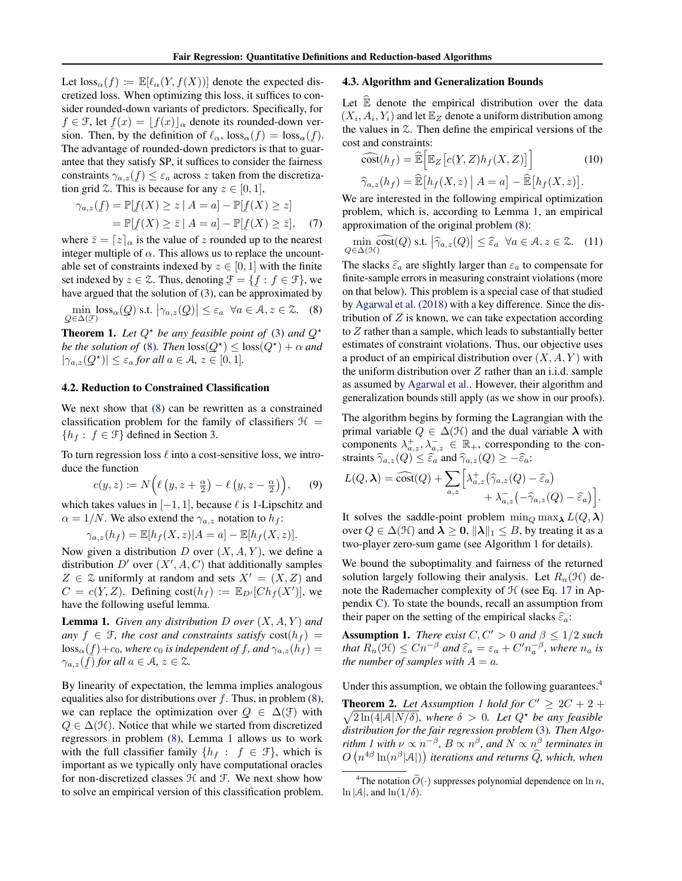Let $\text{loss}_\alpha(f) := \mathbb{E}[\ell_\alpha(Y, f(X))]$ denote the expected discretized loss. When optimizing this loss, it suffices to consider rounded-down variants of predictors. Specifically, for $f \in \mathcal{F}$, let $\underline{f}(x) = \lfloor f(x) \rfloor_\alpha$ denote its rounded-down version. Then, by the definition of $\ell_\alpha$, $\text{loss}_\alpha(f) = \text{loss}_\alpha(\underline{f})$. The advantage of rounded-down predictors is that to guarantee that they satisfy SP, it suffices to consider the fairness constraints $\gamma_{a,z}(\underline{f}) \le \varepsilon_a$ across $z$ taken from the discretization grid $\mathcal{Z}$. This is because for any $z \in [0, 1]$,

$$\begin{aligned}\gamma_{a,z}(\underline{f}) &= \mathbb{P}[\underline{f}(X) \ge z \mid A = a] - \mathbb{P}[\underline{f}(X) \ge z] \\ &= \mathbb{P}[\underline{f}(X) \ge \bar{z} \mid A = a] - \mathbb{P}[\underline{f}(X) \ge \bar{z}], \end{aligned} \quad (7)$$

where $\bar{z} = \lceil z \rceil_\alpha$ is the value of $z$ rounded up to the nearest integer multiple of $\alpha$. This allows us to replace the uncountable set of constraints indexed by $z \in [0, 1]$ with the finite set indexed by $z \in \mathcal{Z}$. Thus, denoting $\underline{\mathcal{F}} = \{\underline{f} : f \in \mathcal{F}\}$, we have argued that the solution of (3), can be approximated by

$$\min_{Q \in \Delta(\underline{\mathcal{F}})} \text{loss}_\alpha(Q) \text{ s.t. } \left|\gamma_{a,z}(Q)\right| \le \varepsilon_a \ \ \forall a \in \mathcal{A}, z \in \mathcal{Z}. \quad (8)$$

**Theorem 1.** *Let $Q^\star$ be any feasible point of (3) and $\underline{Q}^\star$ be the solution of (8). Then $\text{loss}(\underline{Q}^\star) \le \text{loss}(Q^\star) + \alpha$ and $|\gamma_{a,z}(\underline{Q}^\star)| \le \varepsilon_a$ for all $a \in \mathcal{A}$, $z \in [0, 1]$.*

### 4.2. Reduction to Constrained Classification

We next show that (8) can be rewritten as a constrained classification problem for the family of classifiers $\mathcal{H} = \{h_f : f \in \mathcal{F}\}$ defined in Section 3.

To turn regression loss $\ell$ into a cost-sensitive loss, we introduce the function

$$c(y, z) := N\Big(\ell\left(y, z + \tfrac{\alpha}{2}\right) - \ell\left(y, z - \tfrac{\alpha}{2}\right)\Big), \quad (9)$$

which takes values in $[-1, 1]$, because $\ell$ is 1-Lipschitz and $\alpha = 1/N$. We also extend the $\gamma_{a,z}$ notation to $h_f$:

$$\gamma_{a,z}(h_f) = \mathbb{E}[h_f(X, z)|A = a] - \mathbb{E}[h_f(X, z)].$$

Now given a distribution $D$ over $(X, A, Y)$, we define a distribution $D'$ over $(X', A, C)$ that additionally samples $Z \in \mathcal{Z}$ uniformly at random and sets $X' = (X, Z)$ and $C = c(Y, Z)$. Defining $\text{cost}(h_f) := \mathbb{E}_{D'}[Ch_f(X')]$, we have the following useful lemma.

**Lemma 1.** *Given any distribution $D$ over $(X, A, Y)$ and any $f \in \mathcal{F}$, the cost and constraints satisfy $\text{cost}(h_f) = \text{loss}_\alpha(\underline{f}) + c_0$, where $c_0$ is independent of $f$, and $\gamma_{a,z}(h_f) = \gamma_{a,z}(\underline{f})$ for all $a \in \mathcal{A}$, $z \in \mathcal{Z}$.*

By linearity of expectation, the lemma implies analogous equalities also for distributions over $f$. Thus, in problem (8), we can replace the optimization over $\underline{Q} \in \Delta(\underline{\mathcal{F}})$ with $Q \in \Delta(\mathcal{H})$. Notice that while we started from discretized regressors in problem (8), Lemma 1 allows us to work with the full classifier family $\{h_f : f \in \mathcal{F}\}$, which is important as we typically only have computational oracles for non-discretized classes $\mathcal{H}$ and $\mathcal{F}$. We next show how to solve an empirical version of this classification problem.

### 4.3. Algorithm and Generalization Bounds

Let $\widehat{\mathbb{E}}$ denote the empirical distribution over the data $(X_i, A_i, Y_i)$ and let $\mathbb{E}_Z$ denote a uniform distribution among the values in $\mathcal{Z}$. Then define the empirical versions of the cost and constraints:

$$\begin{aligned}\widehat{\text{cost}}(h_f) &= \widehat{\mathbb{E}}\Big[\mathbb{E}_Z\big[c(Y, Z)h_f(X, Z)\big]\Big] \quad (10)\\ \widehat{\gamma}_{a,z}(h_f) &= \widehat{\mathbb{E}}\big[h_f(X, z) \bigm| A = a\big] - \widehat{\mathbb{E}}\big[h_f(X, z)\big].\end{aligned}$$

We are interested in the following empirical optimization problem, which is, according to Lemma 1, an empirical approximation of the original problem (8):

$$\min_{Q \in \Delta(\mathcal{H})} \widehat{\text{cost}}(Q) \text{ s.t. } \left|\widehat{\gamma}_{a,z}(Q)\right| \le \widehat{\varepsilon}_a \ \ \forall a \in \mathcal{A}, z \in \mathcal{Z}. \quad (11)$$

The slacks $\widehat{\varepsilon}_a$ are slightly larger than $\varepsilon_a$ to compensate for finite-sample errors in measuring constraint violations (more on that below). This problem is a special case of that studied by Agarwal et al. (2018) with a key difference. Since the distribution of $Z$ is known, we can take expectation according to $Z$ rather than a sample, which leads to substantially better estimates of constraint violations. Thus, our objective uses a product of an empirical distribution over $(X, A, Y)$ with the uniform distribution over $Z$ rather than an i.i.d. sample as assumed by Agarwal et al.. However, their algorithm and generalization bounds still apply (as we show in our proofs).

The algorithm begins by forming the Lagrangian with the primal variable $Q \in \Delta(\mathcal{H})$ and the dual variable $\boldsymbol{\lambda}$ with components $\lambda^+_{a,z}, \lambda^-_{a,z} \in \mathbb{R}_+$, corresponding to the constraints $\widehat{\gamma}_{a,z}(Q) \le \widehat{\varepsilon}_a$ and $\widehat{\gamma}_{a,z}(Q) \ge -\widehat{\varepsilon}_a$:

$$\begin{aligned}L(Q, \boldsymbol{\lambda}) = \widehat{\text{cost}}(Q) + \sum_{a,z}\Big[&\lambda^+_{a,z}\big(\widehat{\gamma}_{a,z}(Q) - \widehat{\varepsilon}_a\big) \\ &+ \lambda^-_{a,z}\big(-\widehat{\gamma}_{a,z}(Q) - \widehat{\varepsilon}_a\big)\Big].\end{aligned}$$

It solves the saddle-point problem $\min_Q \max_{\boldsymbol{\lambda}} L(Q, \boldsymbol{\lambda})$ over $Q \in \Delta(\mathcal{H})$ and $\boldsymbol{\lambda} \ge \mathbf{0}$, $\|\boldsymbol{\lambda}\|_1 \le B$, by treating it as a two-player zero-sum game (see Algorithm 1 for details).

We bound the suboptimality and fairness of the returned solution largely following their analysis. Let $R_n(\mathcal{H})$ denote the Rademacher complexity of $\mathcal{H}$ (see Eq. 17 in Appendix C). To state the bounds, recall an assumption from their paper on the setting of the empirical slacks $\widehat{\varepsilon}_a$:

**Assumption 1.** *There exist $C, C' > 0$ and $\beta \le 1/2$ such that $R_n(\mathcal{H}) \le Cn^{-\beta}$ and $\widehat{\varepsilon}_a = \varepsilon_a + C'n_a^{-\beta}$, where $n_a$ is the number of samples with $A = a$.*

Under this assumption, we obtain the following guarantees.[4]

**Theorem 2.** *Let Assumption 1 hold for $C' \ge 2C + 2 + \sqrt{2\ln(4|\mathcal{A}|N/\delta)}$, where $\delta > 0$. Let $Q^\star$ be any feasible distribution for the fair regression problem (3). Then Algorithm 1 with $\nu \propto n^{-\beta}$, $B \propto n^\beta$, and $N \propto n^\beta$ terminates in $O\left(n^{4\beta}\ln(n^\beta|\mathcal{A}|)\right)$ iterations and returns $\widehat{Q}$, which, when*

[4] The notation $\widetilde{O}(\cdot)$ suppresses polynomial dependence on $\ln n$, $\ln|\mathcal{A}|$, and $\ln(1/\delta)$.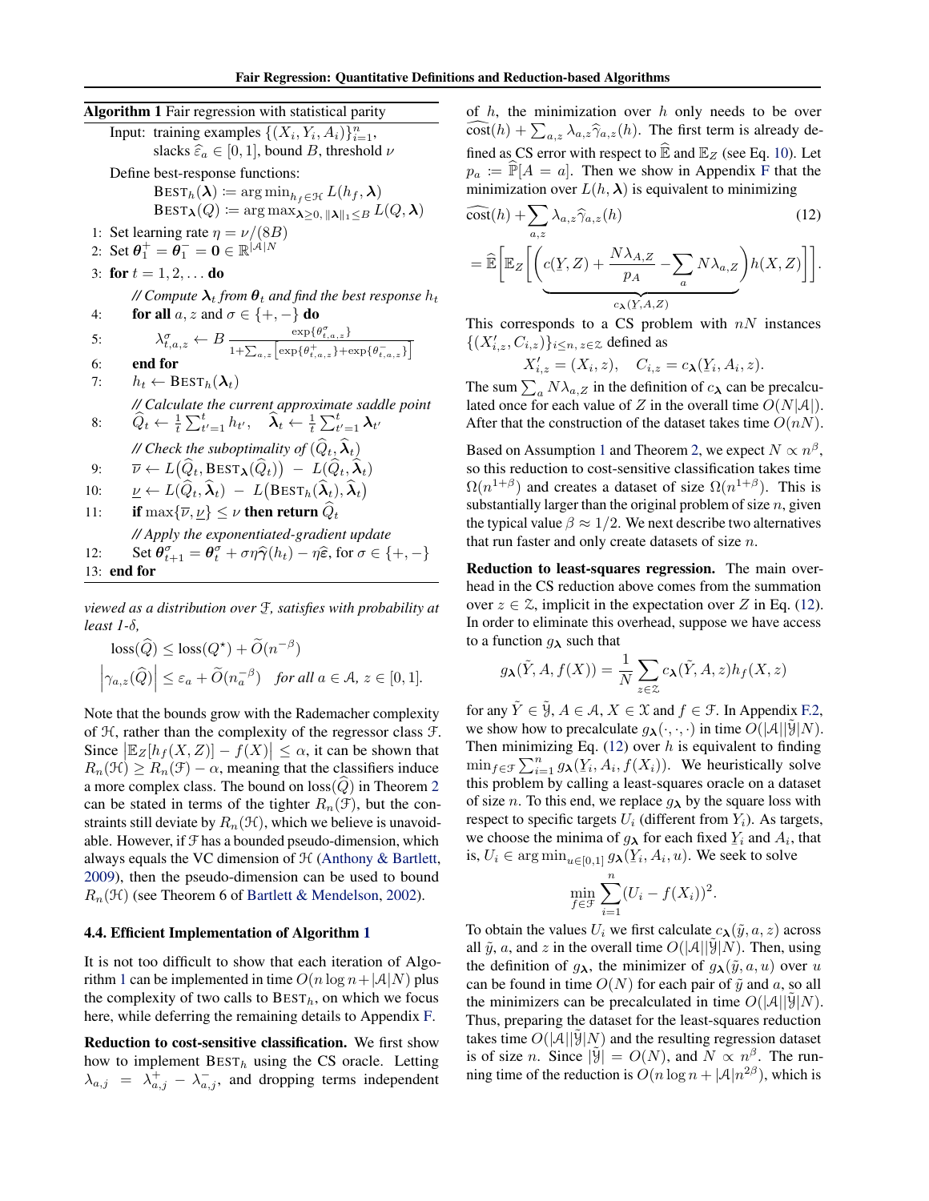**Algorithm 1** Fair regression with statistical parity

Input: training examples $\{(X_i, Y_i, A_i)\}_{i=1}^n$, slacks $\widehat{\varepsilon}_a \in [0,1]$, bound $B$, threshold $\nu$

Define best-response functions:

$\text{BEST}_h(\boldsymbol{\lambda}) := \arg\min_{h_f \in \mathcal{H}} L(h_f, \boldsymbol{\lambda})$

$\text{BEST}_{\boldsymbol{\lambda}}(Q) := \arg\max_{\boldsymbol{\lambda} \ge 0, \|\boldsymbol{\lambda}\|_1 \le B} L(Q, \boldsymbol{\lambda})$

1: Set learning rate $\eta = \nu/(8B)$

2: Set $\boldsymbol{\theta}_1^+ = \boldsymbol{\theta}_1^- = \mathbf{0} \in \mathbb{R}^{|\mathcal{A}|N}$

3: **for** $t = 1, 2, \ldots$ **do**

*// Compute $\boldsymbol{\lambda}_t$ from $\boldsymbol{\theta}_t$ and find the best response $h_t$*

4: **for all** $a, z$ and $\sigma \in \{+,-\}$ **do**

5: $\lambda^\sigma_{t,a,z} \leftarrow B \dfrac{\exp\{\theta^\sigma_{t,a,z}\}}{1 + \sum_{a,z}\left[\exp\{\theta^+_{t,a,z}\} + \exp\{\theta^-_{t,a,z}\}\right]}$

6: **end for**

7: $h_t \leftarrow \text{BEST}_h(\boldsymbol{\lambda}_t)$

*// Calculate the current approximate saddle point*

8: $\widehat{Q}_t \leftarrow \frac{1}{t}\sum_{t'=1}^t h_{t'}, \quad \widehat{\boldsymbol{\lambda}}_t \leftarrow \frac{1}{t}\sum_{t'=1}^t \boldsymbol{\lambda}_{t'}$

*// Check the suboptimality of $(\widehat{Q}_t, \widehat{\boldsymbol{\lambda}}_t)$*

9: $\overline{\nu} \leftarrow L\big(\widehat{Q}_t, \text{BEST}_{\boldsymbol{\lambda}}(\widehat{Q}_t)\big) - L(\widehat{Q}_t, \widehat{\boldsymbol{\lambda}}_t)$

10: $\underline{\nu} \leftarrow L(\widehat{Q}_t, \widehat{\boldsymbol{\lambda}}_t) - L\big(\text{BEST}_h(\widehat{\boldsymbol{\lambda}}_t), \widehat{\boldsymbol{\lambda}}_t\big)$

11: **if** $\max\{\overline{\nu}, \underline{\nu}\} \le \nu$ **then return** $\widehat{Q}_t$

*// Apply the exponentiated-gradient update*

12: Set $\boldsymbol{\theta}^\sigma_{t+1} = \boldsymbol{\theta}^\sigma_t + \sigma\eta\widehat{\boldsymbol{\gamma}}(h_t) - \eta\widehat{\boldsymbol{\varepsilon}}$, for $\sigma \in \{+,-\}$

13: **end for**

*viewed as a distribution over $\mathcal{F}$, satisfies with probability at least 1-$\delta$,*

$$\text{loss}(\widehat{Q}) \le \text{loss}(Q^\star) + \widetilde{O}(n^{-\beta})$$
$$\left|\gamma_{a,z}(\widehat{Q})\right| \le \varepsilon_a + \widetilde{O}(n_a^{-\beta}) \quad \textit{for all } a \in \mathcal{A},\ z \in [0,1].$$

Note that the bounds grow with the Rademacher complexity of $\mathcal{H}$, rather than the complexity of the regressor class $\mathcal{F}$. Since $\left|\mathbb{E}_Z[h_f(X,Z)] - f(X)\right| \le \alpha$, it can be shown that $R_n(\mathcal{H}) \ge R_n(\mathcal{F}) - \alpha$, meaning that the classifiers induce a more complex class. The bound on $\text{loss}(\widehat{Q})$ in Theorem 2 can be stated in terms of the tighter $R_n(\mathcal{F})$, but the constraints still deviate by $R_n(\mathcal{H})$, which we believe is unavoidable. However, if $\mathcal{F}$ has a bounded pseudo-dimension, which always equals the VC dimension of $\mathcal{H}$ (Anthony & Bartlett, 2009), then the pseudo-dimension can be used to bound $R_n(\mathcal{H})$ (see Theorem 6 of Bartlett & Mendelson, 2002).

### 4.4. Efficient Implementation of Algorithm 1

It is not too difficult to show that each iteration of Algorithm 1 can be implemented in time $O(n \log n + |\mathcal{A}|N)$ plus the complexity of two calls to $\text{BEST}_h$, on which we focus here, while deferring the remaining details to Appendix F.

**Reduction to cost-sensitive classification.** We first show how to implement $\text{BEST}_h$ using the CS oracle. Letting $\lambda_{a,j} = \lambda^+_{a,j} - \lambda^-_{a,j}$, and dropping terms independent of $h$, the minimization over $h$ only needs to be over $\widehat{\text{cost}}(h) + \sum_{a,z}\lambda_{a,z}\widehat{\gamma}_{a,z}(h)$. The first term is already defined as CS error with respect to $\widehat{\mathbb{E}}$ and $\mathbb{E}_Z$ (see Eq. 10). Let $p_a := \widehat{\mathbb{P}}[A = a]$. Then we show in Appendix F that the minimization over $L(h, \boldsymbol{\lambda})$ is equivalent to minimizing

$$\widehat{\text{cost}}(h) + \sum_{a,z}\lambda_{a,z}\widehat{\gamma}_{a,z}(h) \tag{12}$$
$$= \widehat{\mathbb{E}}\Bigg[\mathbb{E}_Z\Bigg[\underbrace{\bigg(c(\underline{Y}, Z) + \frac{N\lambda_{A,Z}}{p_A} - \sum_a N\lambda_{a,Z}\bigg)}_{c_{\boldsymbol{\lambda}}(\underline{Y}, A, Z)} h(X,Z)\Bigg]\Bigg].$$

This corresponds to a CS problem with $nN$ instances $\{(X'_{i,z}, C_{i,z})\}_{i \le n,\, z \in \mathcal{Z}}$ defined as

$$X'_{i,z} = (X_i, z), \quad C_{i,z} = c_{\boldsymbol{\lambda}}(\underline{Y}_i, A_i, z).$$

The sum $\sum_a N\lambda_{a,Z}$ in the definition of $c_{\boldsymbol{\lambda}}$ can be precalculated once for each value of $Z$ in the overall time $O(N|\mathcal{A}|)$. After that the construction of the dataset takes time $O(nN)$.

Based on Assumption 1 and Theorem 2, we expect $N \propto n^\beta$, so this reduction to cost-sensitive classification takes time $\Omega(n^{1+\beta})$ and creates a dataset of size $\Omega(n^{1+\beta})$. This is substantially larger than the original problem of size $n$, given the typical value $\beta \approx 1/2$. We next describe two alternatives that run faster and only create datasets of size $n$.

**Reduction to least-squares regression.** The main overhead in the CS reduction above comes from the summation over $z \in \mathcal{Z}$, implicit in the expectation over $Z$ in Eq. (12). In order to eliminate this overhead, suppose we have access to a function $g_{\boldsymbol{\lambda}}$ such that

$$g_{\boldsymbol{\lambda}}(\tilde{Y}, A, f(X)) = \frac{1}{N}\sum_{z \in \mathcal{Z}} c_{\boldsymbol{\lambda}}(\tilde{Y}, A, z) h_f(X, z)$$

for any $\tilde{Y} \in \tilde{\mathcal{Y}}$, $A \in \mathcal{A}$, $X \in \mathcal{X}$ and $f \in \mathcal{F}$. In Appendix F.2, we show how to precalculate $g_{\boldsymbol{\lambda}}(\cdot,\cdot,\cdot)$ in time $O(|\mathcal{A}||\tilde{\mathcal{Y}}|N)$. Then minimizing Eq. (12) over $h$ is equivalent to finding $\min_{f \in \mathcal{F}}\sum_{i=1}^n g_{\boldsymbol{\lambda}}(Y_i, A_i, f(X_i))$. We heuristically solve this problem by calling a least-squares oracle on a dataset of size $n$. To this end, we replace $g_{\boldsymbol{\lambda}}$ by the square loss with respect to specific targets $U_i$ (different from $Y_i$). As targets, we choose the minima of $g_{\boldsymbol{\lambda}}$ for each fixed $\underline{Y}_i$ and $A_i$, that is, $U_i \in \arg\min_{u \in [0,1]} g_{\boldsymbol{\lambda}}(\underline{Y}_i, A_i, u)$. We seek to solve

$$\min_{f \in \mathcal{F}} \sum_{i=1}^n (U_i - f(X_i))^2.$$

To obtain the values $U_i$ we first calculate $c_{\boldsymbol{\lambda}}(\tilde{y}, a, z)$ across all $\tilde{y}$, $a$, and $z$ in the overall time $O(|\mathcal{A}||\tilde{\mathcal{Y}}|N)$. Then, using the definition of $g_{\boldsymbol{\lambda}}$, the minimizer of $g_{\boldsymbol{\lambda}}(\tilde{y}, a, u)$ over $u$ can be found in time $O(N)$ for each pair of $\tilde{y}$ and $a$, so all the minimizers can be precalculated in time $O(|\mathcal{A}||\tilde{\mathcal{Y}}|N)$. Thus, preparing the dataset for the least-squares reduction takes time $O(|\mathcal{A}||\tilde{\mathcal{Y}}|N)$ and the resulting regression dataset is of size $n$. Since $|\tilde{\mathcal{Y}}| = O(N)$, and $N \propto n^\beta$. The running time of the reduction is $O(n \log n + |\mathcal{A}|n^{2\beta})$, which is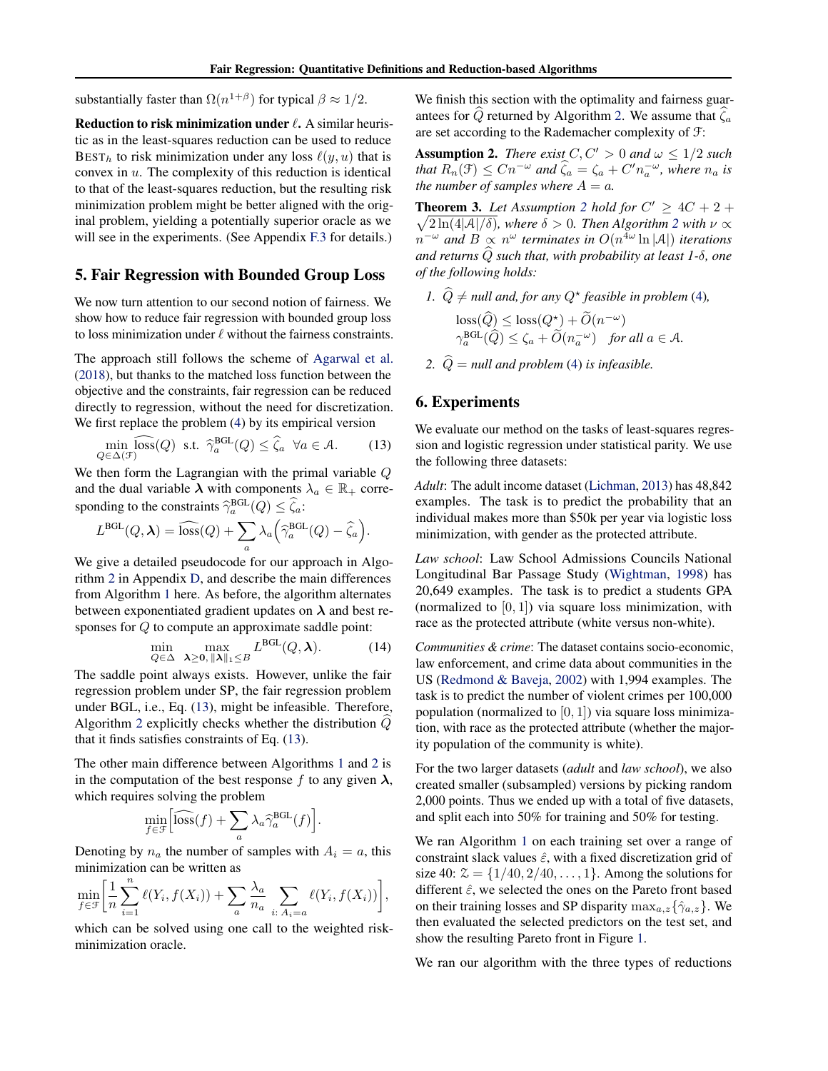substantially faster than $\Omega(n^{1+\beta})$ for typical $\beta \approx 1/2$.

**Reduction to risk minimization under $\ell$.** A similar heuristic as in the least-squares reduction can be used to reduce $\text{BEST}_h$ to risk minimization under any loss $\ell(y, u)$ that is convex in $u$. The complexity of this reduction is identical to that of the least-squares reduction, but the resulting risk minimization problem might be better aligned with the original problem, yielding a potentially superior oracle as we will see in the experiments. (See Appendix F.3 for details.)

## 5. Fair Regression with Bounded Group Loss

We now turn attention to our second notion of fairness. We show how to reduce fair regression with bounded group loss to loss minimization under $\ell$ without the fairness constraints.

The approach still follows the scheme of Agarwal et al. (2018), but thanks to the matched loss function between the objective and the constraints, fair regression can be reduced directly to regression, without the need for discretization. We first replace the problem (4) by its empirical version

$$\min_{Q \in \Delta(\mathcal{F})} \widehat{\text{loss}}(Q) \;\text{ s.t. }\; \widehat{\gamma}_a^{\text{BGL}}(Q) \le \widehat{\zeta}_a \;\;\forall a \in \mathcal{A}. \tag{13}$$

We then form the Lagrangian with the primal variable $Q$ and the dual variable $\boldsymbol{\lambda}$ with components $\lambda_a \in \mathbb{R}_+$ corresponding to the constraints $\widehat{\gamma}_a^{\text{BGL}}(Q) \le \widehat{\zeta}_a$:

$$L^{\text{BGL}}(Q, \boldsymbol{\lambda}) = \widehat{\text{loss}}(Q) + \sum_a \lambda_a \Big( \widehat{\gamma}_a^{\text{BGL}}(Q) - \widehat{\zeta}_a \Big).$$

We give a detailed pseudocode for our approach in Algorithm 2 in Appendix D, and describe the main differences from Algorithm 1 here. As before, the algorithm alternates between exponentiated gradient updates on $\boldsymbol{\lambda}$ and best responses for $Q$ to compute an approximate saddle point:

$$\min_{Q \in \Delta} \; \max_{\boldsymbol{\lambda} \ge \mathbf{0}, \|\boldsymbol{\lambda}\|_1 \le B} L^{\text{BGL}}(Q, \boldsymbol{\lambda}). \tag{14}$$

The saddle point always exists. However, unlike the fair regression problem under SP, the fair regression problem under BGL, i.e., Eq. (13), might be infeasible. Therefore, Algorithm 2 explicitly checks whether the distribution $\widehat{Q}$ that it finds satisfies constraints of Eq. (13).

The other main difference between Algorithms 1 and 2 is in the computation of the best response $f$ to any given $\boldsymbol{\lambda}$, which requires solving the problem

$$\min_{f \in \mathcal{F}} \Big[ \widehat{\text{loss}}(f) + \sum_a \lambda_a \widehat{\gamma}_a^{\text{BGL}}(f) \Big].$$

Denoting by $n_a$ the number of samples with $A_i = a$, this minimization can be written as

$$\min_{f \in \mathcal{F}} \left[ \frac{1}{n} \sum_{i=1}^{n} \ell(Y_i, f(X_i)) + \sum_a \frac{\lambda_a}{n_a} \sum_{i:\, A_i = a} \ell(Y_i, f(X_i)) \right],$$

which can be solved using one call to the weighted risk-minimization oracle.

We finish this section with the optimality and fairness guarantees for $\widehat{Q}$ returned by Algorithm 2. We assume that $\widehat{\zeta}_a$ are set according to the Rademacher complexity of $\mathcal{F}$:

**Assumption 2.** *There exist $C, C' > 0$ and $\omega \le 1/2$ such that $R_n(\mathcal{F}) \le C n^{-\omega}$ and $\widehat{\zeta}_a = \zeta_a + C' n_a^{-\omega}$, where $n_a$ is the number of samples where $A = a$.*

**Theorem 3.** *Let Assumption 2 hold for $C' \ge 4C + 2 + \sqrt{2 \ln(4|\mathcal{A}|/\delta)}$, where $\delta > 0$. Then Algorithm 2 with $\nu \propto n^{-\omega}$ and $B \propto n^{\omega}$ terminates in $O(n^{4\omega} \ln |\mathcal{A}|)$ iterations and returns $\widehat{Q}$ such that, with probability at least 1-$\delta$, one of the following holds:*

1. *$\widehat{Q} \ne$ null and, for any $Q^\star$ feasible in problem (4),*
$$\text{loss}(\widehat{Q}) \le \text{loss}(Q^\star) + \widetilde{O}(n^{-\omega})$$
$$\gamma_a^{\text{BGL}}(\widehat{Q}) \le \zeta_a + \widetilde{O}(n_a^{-\omega}) \quad \text{for all } a \in \mathcal{A}.$$
2. *$\widehat{Q} =$ null and problem (4) is infeasible.*

## 6. Experiments

We evaluate our method on the tasks of least-squares regression and logistic regression under statistical parity. We use the following three datasets:

*Adult*: The adult income dataset (Lichman, 2013) has 48,842 examples. The task is to predict the probability that an individual makes more than \$50k per year via logistic loss minimization, with gender as the protected attribute.

*Law school*: Law School Admissions Councils National Longitudinal Bar Passage Study (Wightman, 1998) has 20,649 examples. The task is to predict a students GPA (normalized to $[0, 1]$) via square loss minimization, with race as the protected attribute (white versus non-white).

*Communities & crime*: The dataset contains socio-economic, law enforcement, and crime data about communities in the US (Redmond & Baveja, 2002) with 1,994 examples. The task is to predict the number of violent crimes per 100,000 population (normalized to $[0, 1]$) via square loss minimization, with race as the protected attribute (whether the majority population of the community is white).

For the two larger datasets (*adult* and *law school*), we also created smaller (subsampled) versions by picking random 2,000 points. Thus we ended up with a total of five datasets, and split each into 50% for training and 50% for testing.

We ran Algorithm 1 on each training set over a range of constraint slack values $\hat{\varepsilon}$, with a fixed discretization grid of size 40: $\mathcal{Z} = \{1/40, 2/40, \ldots, 1\}$. Among the solutions for different $\hat{\varepsilon}$, we selected the ones on the Pareto front based on their training losses and SP disparity $\max_{a,z}\{\hat{\gamma}_{a,z}\}$. We then evaluated the selected predictors on the test set, and show the resulting Pareto front in Figure 1.

We ran our algorithm with the three types of reductions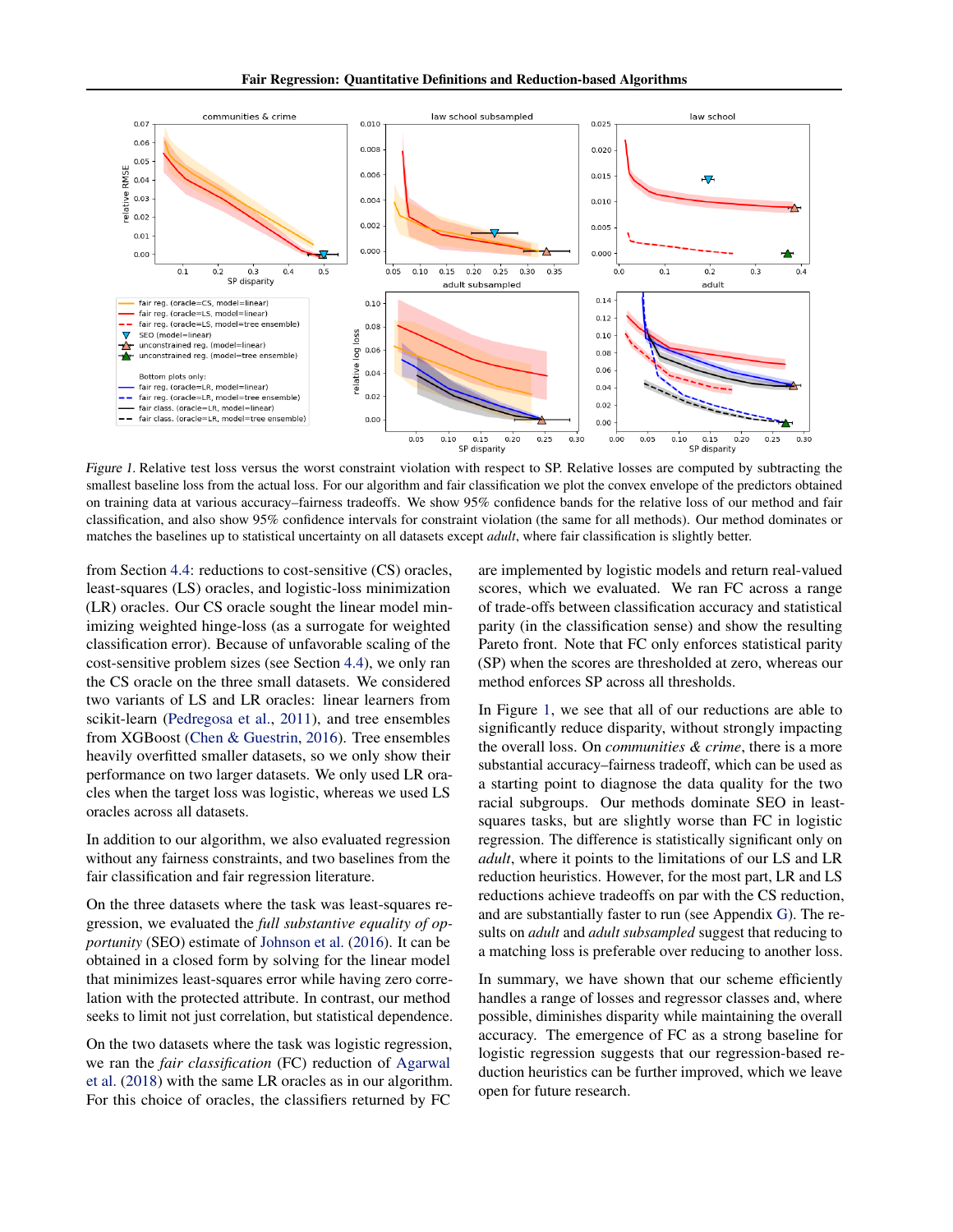communities & crime

relative RMSE

0.07
0.06
0.05
0.04
0.03
0.02
0.01
0.00

0.1 0.2 0.3 0.4 0.5

SP disparity

law school subsampled

0.010
0.008
0.006
0.004
0.002
0.000

0.05 0.10 0.15 0.20 0.25 0.30 0.35

law school

0.025
0.020
0.015
0.010
0.005
0.000

0.0 0.1 0.2 0.3 0.4

fair reg. (oracle=CS, model=linear)
fair reg. (oracle=LS, model=linear)
fair reg. (oracle=LS, model=tree ensemble)
SEO (model=linear)
unconstrained reg. (model=linear)
unconstrained reg. (model=tree ensemble)

Bottom plots only:
fair reg. (oracle=LR, model=linear)
fair reg. (oracle=LR, model=tree ensemble)
fair class. (oracle=LR, model=linear)
fair class. (oracle=LR, model=tree ensemble)

adult subsampled

relative log loss

0.10
0.08
0.06
0.04
0.02
0.00

0.05 0.10 0.15 0.20 0.25 0.30

SP disparity

adult

0.14
0.12
0.10
0.08
0.06
0.04
0.02
0.00

0.00 0.05 0.10 0.15 0.20 0.25 0.30

SP disparity

*Figure 1.* Relative test loss versus the worst constraint violation with respect to SP. Relative losses are computed by subtracting the smallest baseline loss from the actual loss. For our algorithm and fair classification we plot the convex envelope of the predictors obtained on training data at various accuracy–fairness tradeoffs. We show 95% confidence bands for the relative loss of our method and fair classification, and also show 95% confidence intervals for constraint violation (the same for all methods). Our method dominates or matches the baselines up to statistical uncertainty on all datasets except *adult*, where fair classification is slightly better.

from Section 4.4: reductions to cost-sensitive (CS) oracles, least-squares (LS) oracles, and logistic-loss minimization (LR) oracles. Our CS oracle sought the linear model minimizing weighted hinge-loss (as a surrogate for weighted classification error). Because of unfavorable scaling of the cost-sensitive problem sizes (see Section 4.4), we only ran the CS oracle on the three small datasets. We considered two variants of LS and LR oracles: linear learners from scikit-learn (Pedregosa et al., 2011), and tree ensembles from XGBoost (Chen & Guestrin, 2016). Tree ensembles heavily overfitted smaller datasets, so we only show their performance on two larger datasets. We only used LR oracles when the target loss was logistic, whereas we used LS oracles across all datasets.

In addition to our algorithm, we also evaluated regression without any fairness constraints, and two baselines from the fair classification and fair regression literature.

On the three datasets where the task was least-squares regression, we evaluated the *full substantive equality of opportunity* (SEO) estimate of Johnson et al. (2016). It can be obtained in a closed form by solving for the linear model that minimizes least-squares error while having zero correlation with the protected attribute. In contrast, our method seeks to limit not just correlation, but statistical dependence.

On the two datasets where the task was logistic regression, we ran the *fair classification* (FC) reduction of Agarwal et al. (2018) with the same LR oracles as in our algorithm. For this choice of oracles, the classifiers returned by FC are implemented by logistic models and return real-valued scores, which we evaluated. We ran FC across a range of trade-offs between classification accuracy and statistical parity (in the classification sense) and show the resulting Pareto front. Note that FC only enforces statistical parity (SP) when the scores are thresholded at zero, whereas our method enforces SP across all thresholds.

In Figure 1, we see that all of our reductions are able to significantly reduce disparity, without strongly impacting the overall loss. On *communities & crime*, there is a more substantial accuracy–fairness tradeoff, which can be used as a starting point to diagnose the data quality for the two racial subgroups. Our methods dominate SEO in least-squares tasks, but are slightly worse than FC in logistic regression. The difference is statistically significant only on *adult*, where it points to the limitations of our LS and LR reduction heuristics. However, for the most part, LR and LS reductions achieve tradeoffs on par with the CS reduction, and are substantially faster to run (see Appendix G). The results on *adult* and *adult subsampled* suggest that reducing to a matching loss is preferable over reducing to another loss.

In summary, we have shown that our scheme efficiently handles a range of losses and regressor classes and, where possible, diminishes disparity while maintaining the overall accuracy. The emergence of FC as a strong baseline for logistic regression suggests that our regression-based reduction heuristics can be further improved, which we leave open for future research.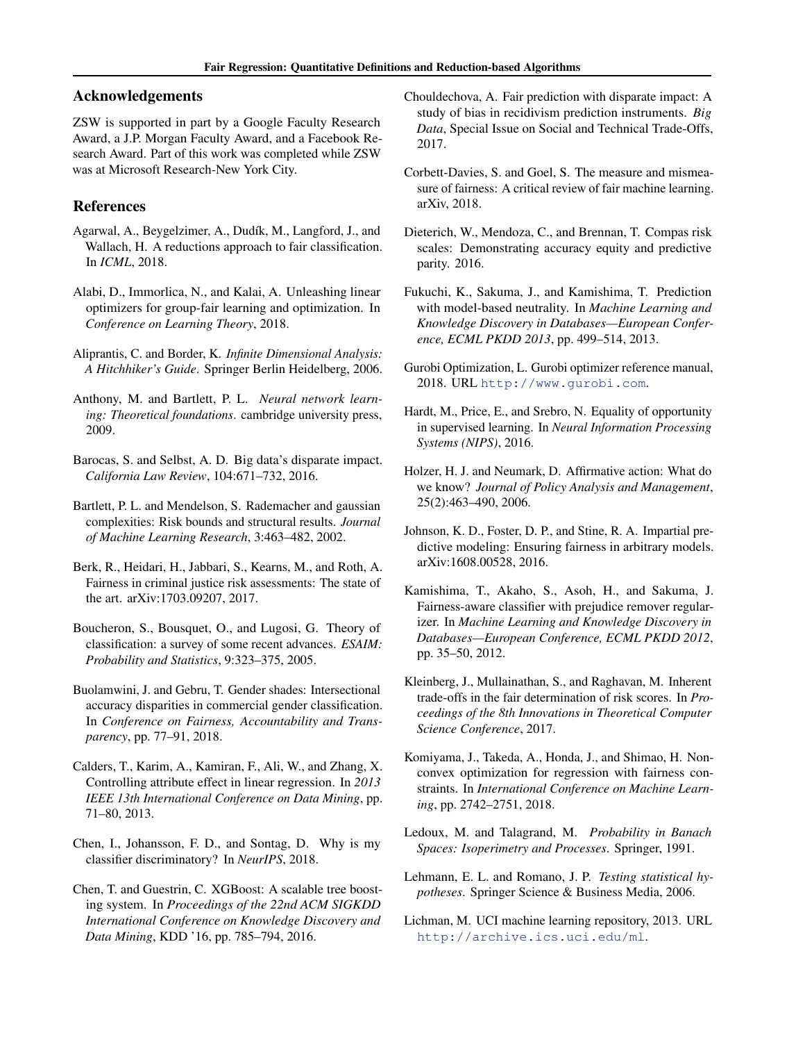## Acknowledgements

ZSW is supported in part by a Google Faculty Research Award, a J.P. Morgan Faculty Award, and a Facebook Research Award. Part of this work was completed while ZSW was at Microsoft Research-New York City.

## References

Agarwal, A., Beygelzimer, A., Dudík, M., Langford, J., and Wallach, H. A reductions approach to fair classification. In *ICML*, 2018.

Alabi, D., Immorlica, N., and Kalai, A. Unleashing linear optimizers for group-fair learning and optimization. In *Conference on Learning Theory*, 2018.

Aliprantis, C. and Border, K. *Infinite Dimensional Analysis: A Hitchhiker's Guide*. Springer Berlin Heidelberg, 2006.

Anthony, M. and Bartlett, P. L. *Neural network learning: Theoretical foundations*. cambridge university press, 2009.

Barocas, S. and Selbst, A. D. Big data's disparate impact. *California Law Review*, 104:671–732, 2016.

Bartlett, P. L. and Mendelson, S. Rademacher and gaussian complexities: Risk bounds and structural results. *Journal of Machine Learning Research*, 3:463–482, 2002.

Berk, R., Heidari, H., Jabbari, S., Kearns, M., and Roth, A. Fairness in criminal justice risk assessments: The state of the art. arXiv:1703.09207, 2017.

Boucheron, S., Bousquet, O., and Lugosi, G. Theory of classification: a survey of some recent advances. *ESAIM: Probability and Statistics*, 9:323–375, 2005.

Buolamwini, J. and Gebru, T. Gender shades: Intersectional accuracy disparities in commercial gender classification. In *Conference on Fairness, Accountability and Transparency*, pp. 77–91, 2018.

Calders, T., Karim, A., Kamiran, F., Ali, W., and Zhang, X. Controlling attribute effect in linear regression. In *2013 IEEE 13th International Conference on Data Mining*, pp. 71–80, 2013.

Chen, I., Johansson, F. D., and Sontag, D. Why is my classifier discriminatory? In *NeurIPS*, 2018.

Chen, T. and Guestrin, C. XGBoost: A scalable tree boosting system. In *Proceedings of the 22nd ACM SIGKDD International Conference on Knowledge Discovery and Data Mining*, KDD '16, pp. 785–794, 2016.

Chouldechova, A. Fair prediction with disparate impact: A study of bias in recidivism prediction instruments. *Big Data*, Special Issue on Social and Technical Trade-Offs, 2017.

Corbett-Davies, S. and Goel, S. The measure and mismeasure of fairness: A critical review of fair machine learning. arXiv, 2018.

Dieterich, W., Mendoza, C., and Brennan, T. Compas risk scales: Demonstrating accuracy equity and predictive parity. 2016.

Fukuchi, K., Sakuma, J., and Kamishima, T. Prediction with model-based neutrality. In *Machine Learning and Knowledge Discovery in Databases—European Conference, ECML PKDD 2013*, pp. 499–514, 2013.

Gurobi Optimization, L. Gurobi optimizer reference manual, 2018. URL http://www.gurobi.com.

Hardt, M., Price, E., and Srebro, N. Equality of opportunity in supervised learning. In *Neural Information Processing Systems (NIPS)*, 2016.

Holzer, H. J. and Neumark, D. Affirmative action: What do we know? *Journal of Policy Analysis and Management*, 25(2):463–490, 2006.

Johnson, K. D., Foster, D. P., and Stine, R. A. Impartial predictive modeling: Ensuring fairness in arbitrary models. arXiv:1608.00528, 2016.

Kamishima, T., Akaho, S., Asoh, H., and Sakuma, J. Fairness-aware classifier with prejudice remover regularizer. In *Machine Learning and Knowledge Discovery in Databases—European Conference, ECML PKDD 2012*, pp. 35–50, 2012.

Kleinberg, J., Mullainathan, S., and Raghavan, M. Inherent trade-offs in the fair determination of risk scores. In *Proceedings of the 8th Innovations in Theoretical Computer Science Conference*, 2017.

Komiyama, J., Takeda, A., Honda, J., and Shimao, H. Nonconvex optimization for regression with fairness constraints. In *International Conference on Machine Learning*, pp. 2742–2751, 2018.

Ledoux, M. and Talagrand, M. *Probability in Banach Spaces: Isoperimetry and Processes*. Springer, 1991.

Lehmann, E. L. and Romano, J. P. *Testing statistical hypotheses*. Springer Science & Business Media, 2006.

Lichman, M. UCI machine learning repository, 2013. URL http://archive.ics.uci.edu/ml.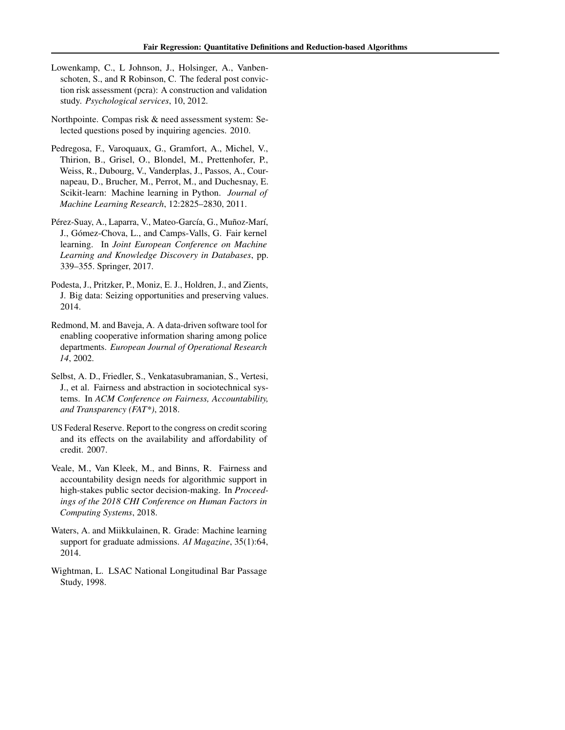Lowenkamp, C., L Johnson, J., Holsinger, A., Vanbenschoten, S., and R Robinson, C. The federal post conviction risk assessment (pcra): A construction and validation study. *Psychological services*, 10, 2012.

Northpointe. Compas risk & need assessment system: Selected questions posed by inquiring agencies. 2010.

Pedregosa, F., Varoquaux, G., Gramfort, A., Michel, V., Thirion, B., Grisel, O., Blondel, M., Prettenhofer, P., Weiss, R., Dubourg, V., Vanderplas, J., Passos, A., Cournapeau, D., Brucher, M., Perrot, M., and Duchesnay, E. Scikit-learn: Machine learning in Python. *Journal of Machine Learning Research*, 12:2825–2830, 2011.

Pérez-Suay, A., Laparra, V., Mateo-García, G., Muñoz-Marí, J., Gómez-Chova, L., and Camps-Valls, G. Fair kernel learning. In *Joint European Conference on Machine Learning and Knowledge Discovery in Databases*, pp. 339–355. Springer, 2017.

Podesta, J., Pritzker, P., Moniz, E. J., Holdren, J., and Zients, J. Big data: Seizing opportunities and preserving values. 2014.

Redmond, M. and Baveja, A. A data-driven software tool for enabling cooperative information sharing among police departments. *European Journal of Operational Research 14*, 2002.

Selbst, A. D., Friedler, S., Venkatasubramanian, S., Vertesi, J., et al. Fairness and abstraction in sociotechnical systems. In *ACM Conference on Fairness, Accountability, and Transparency (FAT\*)*, 2018.

US Federal Reserve. Report to the congress on credit scoring and its effects on the availability and affordability of credit. 2007.

Veale, M., Van Kleek, M., and Binns, R. Fairness and accountability design needs for algorithmic support in high-stakes public sector decision-making. In *Proceedings of the 2018 CHI Conference on Human Factors in Computing Systems*, 2018.

Waters, A. and Miikkulainen, R. Grade: Machine learning support for graduate admissions. *AI Magazine*, 35(1):64, 2014.

Wightman, L. LSAC National Longitudinal Bar Passage Study, 1998.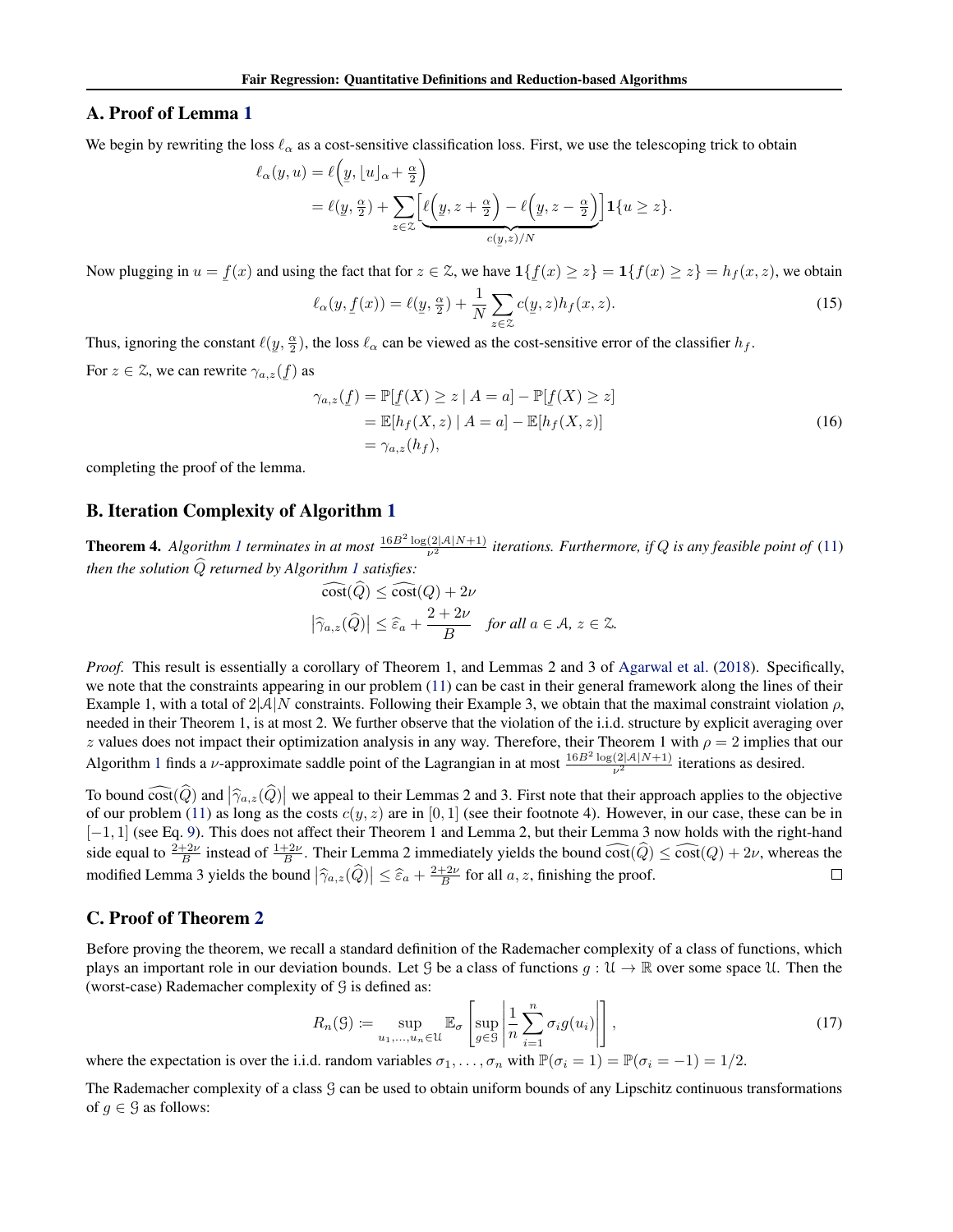## A. Proof of Lemma 1

We begin by rewriting the loss $\ell_\alpha$ as a cost-sensitive classification loss. First, we use the telescoping trick to obtain

$$
\begin{aligned}
\ell_\alpha(y, u) &= \ell\Big(\underline{y}, \lfloor u \rfloor_\alpha + \tfrac{\alpha}{2}\Big) \\
&= \ell(\underline{y}, \tfrac{\alpha}{2}) + \sum_{z \in \mathcal{Z}} \underbrace{\Big[\ell\Big(\underline{y}, z + \tfrac{\alpha}{2}\Big) - \ell\Big(\underline{y}, z - \tfrac{\alpha}{2}\Big)\Big]}_{c(\underline{y}, z)/N} \mathbf{1}\{u \geq z\}.
\end{aligned}
$$

Now plugging in $u = \underline{f}(x)$ and using the fact that for $z \in \mathcal{Z}$, we have $\mathbf{1}\{\underline{f}(x) \geq z\} = \mathbf{1}\{f(x) \geq z\} = h_f(x, z)$, we obtain

$$
\ell_\alpha(y, \underline{f}(x)) = \ell(\underline{y}, \tfrac{\alpha}{2}) + \frac{1}{N} \sum_{z \in \mathcal{Z}} c(\underline{y}, z) h_f(x, z). \tag{15}
$$

Thus, ignoring the constant $\ell(\underline{y}, \frac{\alpha}{2})$, the loss $\ell_\alpha$ can be viewed as the cost-sensitive error of the classifier $h_f$.

For $z \in \mathcal{Z}$, we can rewrite $\gamma_{a,z}(\underline{f})$ as

$$
\begin{aligned}
\gamma_{a,z}(\underline{f}) &= \mathbb{P}[\underline{f}(X) \geq z \mid A = a] - \mathbb{P}[\underline{f}(X) \geq z] \\
&= \mathbb{E}[h_f(X, z) \mid A = a] - \mathbb{E}[h_f(X, z)] \\
&= \gamma_{a,z}(h_f),
\end{aligned} \tag{16}
$$

completing the proof of the lemma.

## B. Iteration Complexity of Algorithm 1

**Theorem 4.** *Algorithm 1 terminates in at most $\frac{16B^2 \log(2|\mathcal{A}|N+1)}{\nu^2}$ iterations. Furthermore, if $Q$ is any feasible point of (11) then the solution $\widehat{Q}$ returned by Algorithm 1 satisfies:*

$$
\begin{aligned}
\widehat{\text{cost}}(\widehat{Q}) &\leq \widehat{\text{cost}}(Q) + 2\nu \\
\big|\widehat{\gamma}_{a,z}(\widehat{Q})\big| &\leq \widehat{\varepsilon}_a + \frac{2 + 2\nu}{B} \quad \textit{for all } a \in \mathcal{A},\ z \in \mathcal{Z}.
\end{aligned}
$$

*Proof.* This result is essentially a corollary of Theorem 1, and Lemmas 2 and 3 of Agarwal et al. (2018). Specifically, we note that the constraints appearing in our problem (11) can be cast in their general framework along the lines of their Example 1, with a total of $2|\mathcal{A}|N$ constraints. Following their Example 3, we obtain that the maximal constraint violation $\rho$, needed in their Theorem 1, is at most 2. We further observe that the violation of the i.i.d. structure by explicit averaging over $z$ values does not impact their optimization analysis in any way. Therefore, their Theorem 1 with $\rho = 2$ implies that our Algorithm 1 finds a $\nu$-approximate saddle point of the Lagrangian in at most $\frac{16B^2 \log(2|\mathcal{A}|N+1)}{\nu^2}$ iterations as desired.

To bound $\widehat{\text{cost}}(\widehat{Q})$ and $\big|\widehat{\gamma}_{a,z}(\widehat{Q})\big|$ we appeal to their Lemmas 2 and 3. First note that their approach applies to the objective of our problem (11) as long as the costs $c(y, z)$ are in $[0, 1]$ (see their footnote 4). However, in our case, these can be in $[-1, 1]$ (see Eq. 9). This does not affect their Theorem 1 and Lemma 2, but their Lemma 3 now holds with the right-hand side equal to $\frac{2+2\nu}{B}$ instead of $\frac{1+2\nu}{B}$. Their Lemma 2 immediately yields the bound $\widehat{\text{cost}}(\widehat{Q}) \leq \widehat{\text{cost}}(Q) + 2\nu$, whereas the modified Lemma 3 yields the bound $\big|\widehat{\gamma}_{a,z}(\widehat{Q})\big| \leq \widehat{\varepsilon}_a + \frac{2+2\nu}{B}$ for all $a, z$, finishing the proof. $\square$

## C. Proof of Theorem 2

Before proving the theorem, we recall a standard definition of the Rademacher complexity of a class of functions, which plays an important role in our deviation bounds. Let $\mathcal{G}$ be a class of functions $g : \mathcal{U} \to \mathbb{R}$ over some space $\mathcal{U}$. Then the (worst-case) Rademacher complexity of $\mathcal{G}$ is defined as:

$$
R_n(\mathcal{G}) \coloneqq \sup_{u_1, \ldots, u_n \in \mathcal{U}} \mathbb{E}_\sigma \left[ \sup_{g \in \mathcal{G}} \left| \frac{1}{n} \sum_{i=1}^{n} \sigma_i g(u_i) \right| \right], \tag{17}
$$

where the expectation is over the i.i.d. random variables $\sigma_1, \ldots, \sigma_n$ with $\mathbb{P}(\sigma_i = 1) = \mathbb{P}(\sigma_i = -1) = 1/2$.

The Rademacher complexity of a class $\mathcal{G}$ can be used to obtain uniform bounds of any Lipschitz continuous transformations of $g \in \mathcal{G}$ as follows: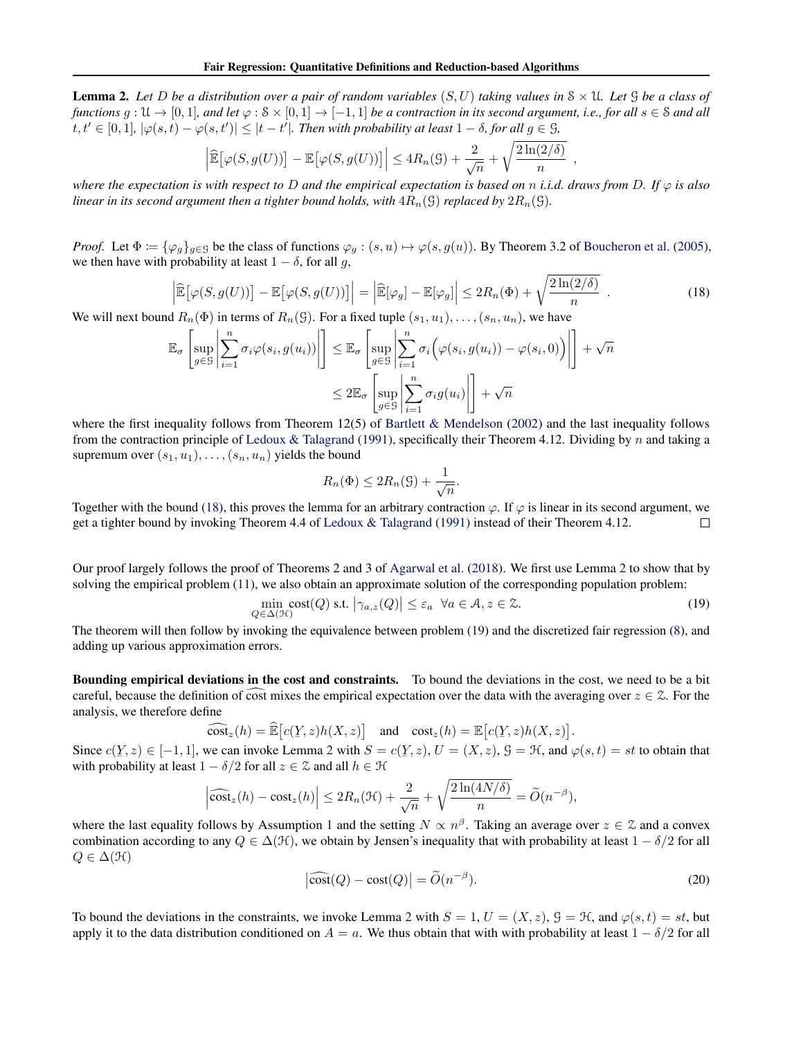**Lemma 2.** *Let $D$ be a distribution over a pair of random variables $(S, U)$ taking values in $\mathcal{S} \times \mathcal{U}$. Let $\mathcal{G}$ be a class of functions $g : \mathcal{U} \to [0, 1]$, and let $\varphi : \mathcal{S} \times [0, 1] \to [-1, 1]$ be a contraction in its second argument, i.e., for all $s \in \mathcal{S}$ and all $t, t' \in [0, 1]$, $|\varphi(s, t) - \varphi(s, t')| \le |t - t'|$. Then with probability at least $1 - \delta$, for all $g \in \mathcal{G}$,*

$$\left|\widehat{\mathbb{E}}\big[\varphi(S, g(U))\big] - \mathbb{E}\big[\varphi(S, g(U))\big]\right| \le 4R_n(\mathcal{G}) + \frac{2}{\sqrt{n}} + \sqrt{\frac{2\ln(2/\delta)}{n}} \ ,$$

*where the expectation is with respect to $D$ and the empirical expectation is based on $n$ i.i.d. draws from $D$. If $\varphi$ is also linear in its second argument then a tighter bound holds, with $4R_n(\mathcal{G})$ replaced by $2R_n(\mathcal{G})$.*

*Proof.* Let $\Phi := \{\varphi_g\}_{g\in\mathcal{G}}$ be the class of functions $\varphi_g : (s, u) \mapsto \varphi(s, g(u))$. By Theorem 3.2 of Boucheron et al. (2005), we then have with probability at least $1 - \delta$, for all $g$,

$$\left|\widehat{\mathbb{E}}\big[\varphi(S, g(U))\big] - \mathbb{E}\big[\varphi(S, g(U))\big]\right| = \left|\widehat{\mathbb{E}}[\varphi_g] - \mathbb{E}[\varphi_g]\right| \le 2R_n(\Phi) + \sqrt{\frac{2\ln(2/\delta)}{n}} \ . \tag{18}$$

We will next bound $R_n(\Phi)$ in terms of $R_n(\mathcal{G})$. For a fixed tuple $(s_1, u_1), \ldots, (s_n, u_n)$, we have

$$\begin{aligned}
\mathbb{E}_\sigma\left[\sup_{g\in\mathcal{G}}\left|\sum_{i=1}^n \sigma_i \varphi(s_i, g(u_i))\right|\right] &\le \mathbb{E}_\sigma\left[\sup_{g\in\mathcal{G}}\left|\sum_{i=1}^n \sigma_i \Big(\varphi(s_i, g(u_i)) - \varphi(s_i, 0)\Big)\right|\right] + \sqrt{n} \\
&\le 2\mathbb{E}_\sigma\left[\sup_{g\in\mathcal{G}}\left|\sum_{i=1}^n \sigma_i g(u_i)\right|\right] + \sqrt{n}
\end{aligned}$$

where the first inequality follows from Theorem 12(5) of Bartlett & Mendelson (2002) and the last inequality follows from the contraction principle of Ledoux & Talagrand (1991), specifically their Theorem 4.12. Dividing by $n$ and taking a supremum over $(s_1, u_1), \ldots, (s_n, u_n)$ yields the bound

$$R_n(\Phi) \le 2R_n(\mathcal{G}) + \frac{1}{\sqrt{n}}.$$

Together with the bound (18), this proves the lemma for an arbitrary contraction $\varphi$. If $\varphi$ is linear in its second argument, we get a tighter bound by invoking Theorem 4.4 of Ledoux & Talagrand (1991) instead of their Theorem 4.12. □

Our proof largely follows the proof of Theorems 2 and 3 of Agarwal et al. (2018). We first use Lemma 2 to show that by solving the empirical problem (11), we also obtain an approximate solution of the corresponding population problem:

$$\min_{Q\in\Delta(\mathcal{H})} \text{cost}(Q) \text{ s.t. } \left|\gamma_{a,z}(Q)\right| \le \varepsilon_a \quad \forall a \in \mathcal{A}, z \in \mathcal{Z}. \tag{19}$$

The theorem will then follow by invoking the equivalence between problem (19) and the discretized fair regression (8), and adding up various approximation errors.

**Bounding empirical deviations in the cost and constraints.** To bound the deviations in the cost, we need to be a bit careful, because the definition of $\widehat{\text{cost}}$ mixes the empirical expectation over the data with the averaging over $z \in \mathcal{Z}$. For the analysis, we therefore define

$$\widehat{\text{cost}}_z(h) = \widehat{\mathbb{E}}\big[c(\underline{Y}, z)h(X, z)\big] \quad \text{and} \quad \text{cost}_z(h) = \mathbb{E}\big[c(\underline{Y}, z)h(X, z)\big].$$

Since $c(\underline{Y}, z) \in [-1, 1]$, we can invoke Lemma 2 with $S = c(\underline{Y}, z)$, $U = (X, z)$, $\mathcal{G} = \mathcal{H}$, and $\varphi(s, t) = st$ to obtain that with probability at least $1 - \delta/2$ for all $z \in \mathcal{Z}$ and all $h \in \mathcal{H}$

$$\left|\widehat{\text{cost}}_z(h) - \text{cost}_z(h)\right| \le 2R_n(\mathcal{H}) + \frac{2}{\sqrt{n}} + \sqrt{\frac{2\ln(4N/\delta)}{n}} = \widetilde{O}(n^{-\beta}),$$

where the last equality follows by Assumption 1 and the setting $N \propto n^\beta$. Taking an average over $z \in \mathcal{Z}$ and a convex combination according to any $Q \in \Delta(\mathcal{H})$, we obtain by Jensen's inequality that with probability at least $1 - \delta/2$ for all $Q \in \Delta(\mathcal{H})$

$$\left|\widehat{\text{cost}}(Q) - \text{cost}(Q)\right| = \widetilde{O}(n^{-\beta}). \tag{20}$$

To bound the deviations in the constraints, we invoke Lemma 2 with $S = 1$, $U = (X, z)$, $\mathcal{G} = \mathcal{H}$, and $\varphi(s, t) = st$, but apply it to the data distribution conditioned on $A = a$. We thus obtain that with with probability at least $1 - \delta/2$ for all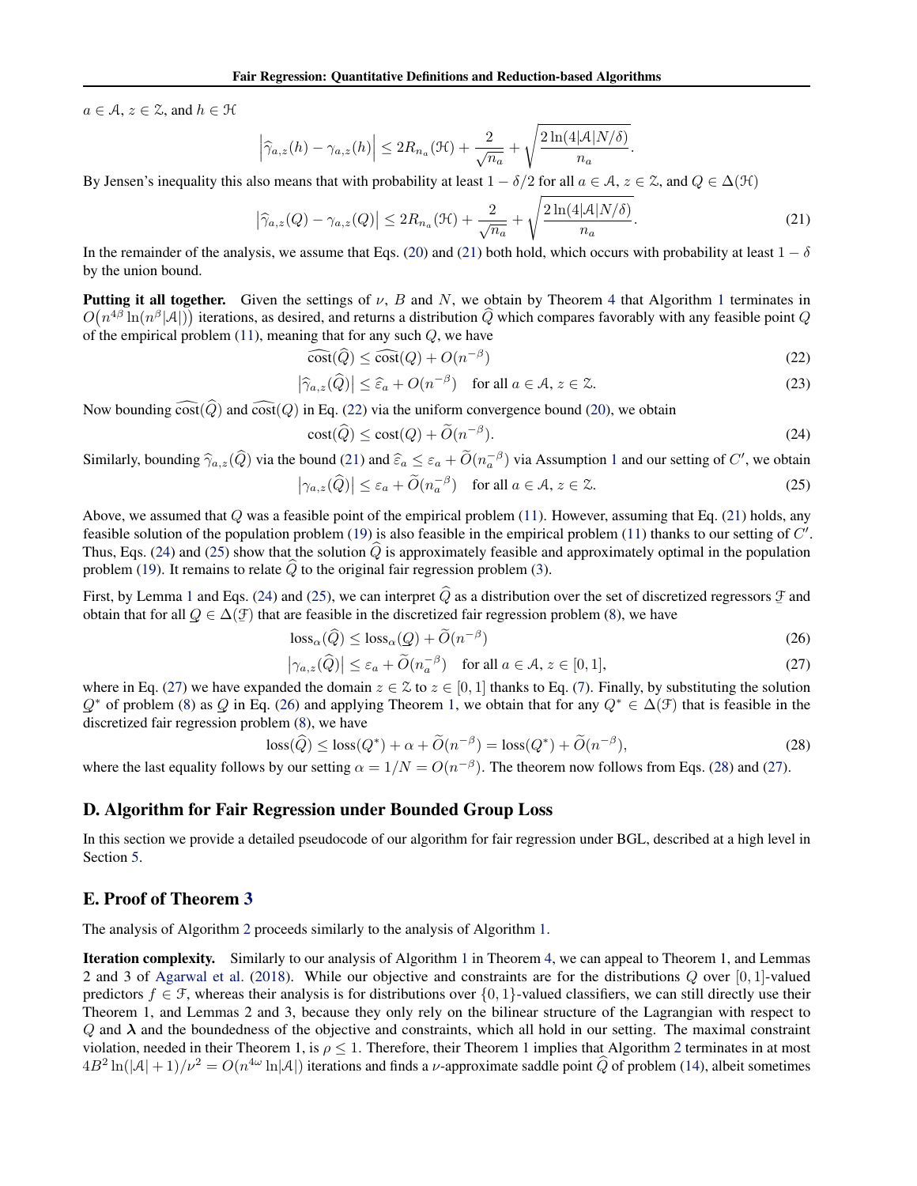$a \in \mathcal{A}$, $z \in \mathcal{Z}$, and $h \in \mathcal{H}$

$$\left|\widehat{\gamma}_{a,z}(h) - \gamma_{a,z}(h)\right| \le 2R_{n_a}(\mathcal{H}) + \frac{2}{\sqrt{n_a}} + \sqrt{\frac{2\ln(4|\mathcal{A}|N/\delta)}{n_a}}.$$

By Jensen's inequality this also means that with probability at least $1 - \delta/2$ for all $a \in \mathcal{A}$, $z \in \mathcal{Z}$, and $Q \in \Delta(\mathcal{H})$

$$\left|\widehat{\gamma}_{a,z}(Q) - \gamma_{a,z}(Q)\right| \le 2R_{n_a}(\mathcal{H}) + \frac{2}{\sqrt{n_a}} + \sqrt{\frac{2\ln(4|\mathcal{A}|N/\delta)}{n_a}}. \tag{21}$$

In the remainder of the analysis, we assume that Eqs. (20) and (21) both hold, which occurs with probability at least $1 - \delta$ by the union bound.

**Putting it all together.** Given the settings of $\nu$, $B$ and $N$, we obtain by Theorem 4 that Algorithm 1 terminates in $O\big(n^{4\beta}\ln(n^\beta|\mathcal{A}|)\big)$ iterations, as desired, and returns a distribution $\widehat{Q}$ which compares favorably with any feasible point $Q$ of the empirical problem (11), meaning that for any such $Q$, we have

$$\widehat{\mathrm{cost}}(\widehat{Q}) \le \widehat{\mathrm{cost}}(Q) + O(n^{-\beta}) \tag{22}$$

$$\left|\widehat{\gamma}_{a,z}(\widehat{Q})\right| \le \widehat{\varepsilon}_a + O(n^{-\beta}) \quad \text{for all } a \in \mathcal{A},\, z \in \mathcal{Z}. \tag{23}$$

Now bounding $\widehat{\mathrm{cost}}(\widehat{Q})$ and $\widehat{\mathrm{cost}}(Q)$ in Eq. (22) via the uniform convergence bound (20), we obtain

$$\mathrm{cost}(\widehat{Q}) \le \mathrm{cost}(Q) + \widetilde{O}(n^{-\beta}). \tag{24}$$

Similarly, bounding $\widehat{\gamma}_{a,z}(\widehat{Q})$ via the bound (21) and $\widehat{\varepsilon}_a \le \varepsilon_a + \widetilde{O}(n_a^{-\beta})$ via Assumption 1 and our setting of $C'$, we obtain

$$\left|\gamma_{a,z}(\widehat{Q})\right| \le \varepsilon_a + \widetilde{O}(n_a^{-\beta}) \quad \text{for all } a \in \mathcal{A},\, z \in \mathcal{Z}. \tag{25}$$

Above, we assumed that $Q$ was a feasible point of the empirical problem (11). However, assuming that Eq. (21) holds, any feasible solution of the population problem (19) is also feasible in the empirical problem (11) thanks to our setting of $C'$. Thus, Eqs. (24) and (25) show that the solution $\widehat{Q}$ is approximately feasible and approximately optimal in the population problem (19). It remains to relate $\widehat{Q}$ to the original fair regression problem (3).

First, by Lemma 1 and Eqs. (24) and (25), we can interpret $\widehat{Q}$ as a distribution over the set of discretized regressors $\mathcal{F}$ and obtain that for all $Q \in \Delta(\mathcal{F})$ that are feasible in the discretized fair regression problem (8), we have

$$\mathrm{loss}_\alpha(\widehat{Q}) \le \mathrm{loss}_\alpha(Q) + \widetilde{O}(n^{-\beta}) \tag{26}$$

$$\left|\gamma_{a,z}(\widehat{Q})\right| \le \varepsilon_a + \widetilde{O}(n_a^{-\beta}) \quad \text{for all } a \in \mathcal{A},\, z \in [0,1], \tag{27}$$

where in Eq. (27) we have expanded the domain $z \in \mathcal{Z}$ to $z \in [0,1]$ thanks to Eq. (7). Finally, by substituting the solution $Q^*$ of problem (8) as $Q$ in Eq. (26) and applying Theorem 1, we obtain that for any $Q^* \in \Delta(\mathcal{F})$ that is feasible in the discretized fair regression problem (8), we have

$$\mathrm{loss}(\widehat{Q}) \le \mathrm{loss}(Q^*) + \alpha + \widetilde{O}(n^{-\beta}) = \mathrm{loss}(Q^*) + \widetilde{O}(n^{-\beta}), \tag{28}$$

where the last equality follows by our setting $\alpha = 1/N = O(n^{-\beta})$. The theorem now follows from Eqs. (28) and (27).

## D. Algorithm for Fair Regression under Bounded Group Loss

In this section we provide a detailed pseudocode of our algorithm for fair regression under BGL, described at a high level in Section 5.

## E. Proof of Theorem 3

The analysis of Algorithm 2 proceeds similarly to the analysis of Algorithm 1.

**Iteration complexity.** Similarly to our analysis of Algorithm 1 in Theorem 4, we can appeal to Theorem 1, and Lemmas 2 and 3 of Agarwal et al. (2018). While our objective and constraints are for the distributions $Q$ over $[0,1]$-valued predictors $f \in \mathcal{F}$, whereas their analysis is for distributions over $\{0,1\}$-valued classifiers, we can still directly use their Theorem 1, and Lemmas 2 and 3, because they only rely on the bilinear structure of the Lagrangian with respect to $Q$ and $\boldsymbol{\lambda}$ and the boundedness of the objective and constraints, which all hold in our setting. The maximal constraint violation, needed in their Theorem 1, is $\rho \le 1$. Therefore, their Theorem 1 implies that Algorithm 2 terminates in at most $4B^2\ln(|\mathcal{A}|+1)/\nu^2 = O(n^{4\omega}\ln|\mathcal{A}|)$ iterations and finds a $\nu$-approximate saddle point $\widehat{Q}$ of problem (14), albeit sometimes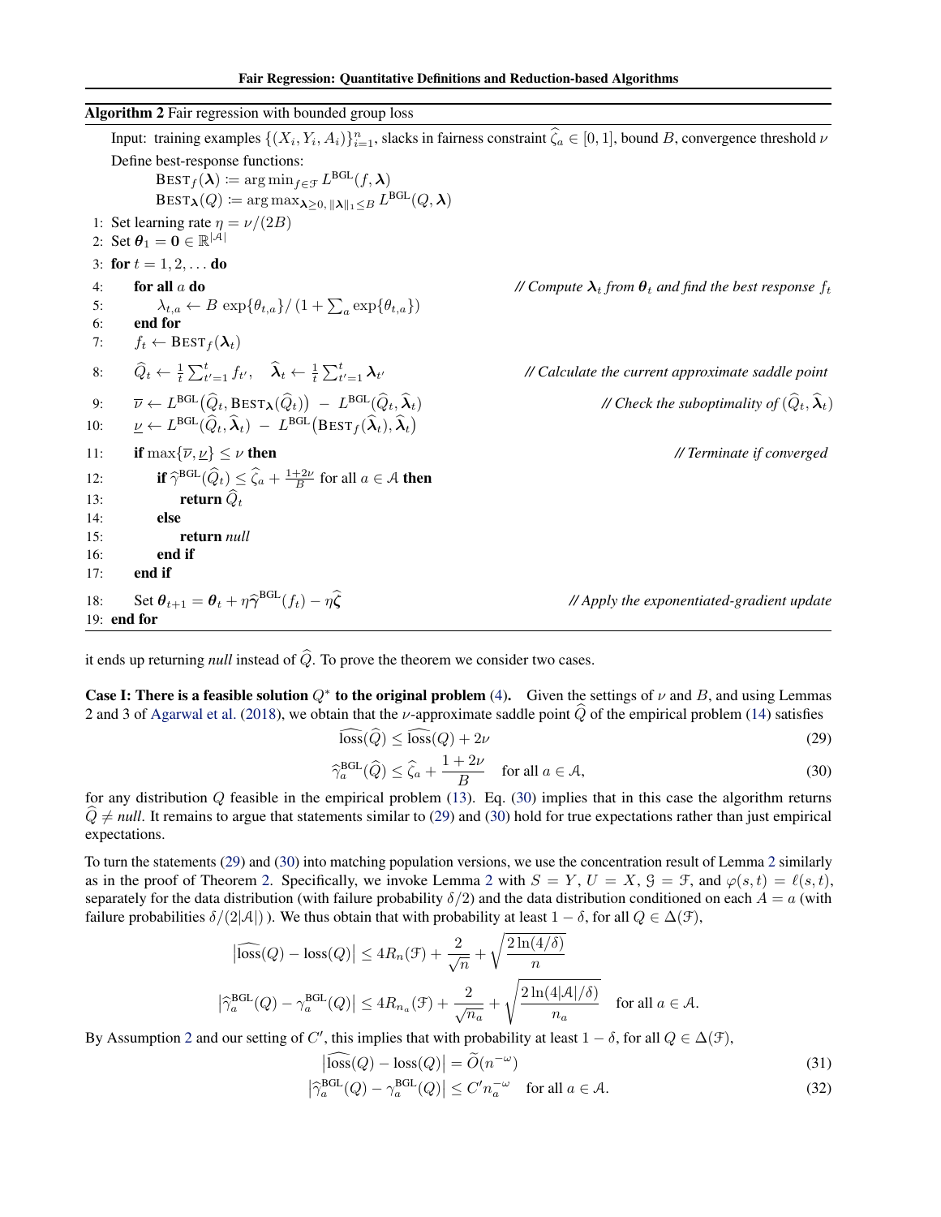**Algorithm 2** Fair regression with bounded group loss

Input: training examples $\{(X_i, Y_i, A_i)\}_{i=1}^n$, slacks in fairness constraint $\widehat{\zeta}_a \in [0,1]$, bound $B$, convergence threshold $\nu$

Define best-response functions:

$\quad\quad \textsc{Best}_f(\boldsymbol{\lambda}) \coloneqq \arg\min_{f\in\mathcal{F}} L^{\mathrm{BGL}}(f,\boldsymbol{\lambda})$

$\quad\quad \textsc{Best}_{\boldsymbol{\lambda}}(Q) \coloneqq \arg\max_{\boldsymbol{\lambda}\ge 0,\, \|\boldsymbol{\lambda}\|_1\le B} L^{\mathrm{BGL}}(Q,\boldsymbol{\lambda})$

```
1: Set learning rate η = ν/(2B)
2: Set θ_1 = 0 ∈ R^{|A|}
3: for t = 1, 2, ... do
4:     for all a do                                      // Compute λ_t from θ_t and find the best response f_t
5:         λ_{t,a} ← B exp{θ_{t,a}} / (1 + Σ_a exp{θ_{t,a}})
6:     end for
7:     f_t ← Best_f(λ_t)
8:     Q̂_t ← (1/t) Σ_{t'=1}^t f_{t'},   λ̂_t ← (1/t) Σ_{t'=1}^t λ_{t'}      // Calculate the current approximate saddle point
9:     ν̄ ← L^BGL(Q̂_t, Best_λ(Q̂_t)) − L^BGL(Q̂_t, λ̂_t)              // Check the suboptimality of (Q̂_t, λ̂_t)
10:    ν_ ← L^BGL(Q̂_t, λ̂_t) − L^BGL(Best_f(λ̂_t), λ̂_t)
11:    if max{ν̄, ν_} ≤ ν then                                    // Terminate if converged
12:        if γ̂^BGL(Q̂_t) ≤ ζ̂_a + (1+2ν)/B for all a ∈ A then
13:            return Q̂_t
14:        else
15:            return null
16:        end if
17:    end if
18:    Set θ_{t+1} = θ_t + η γ̂^BGL(f_t) − η ζ̂                  // Apply the exponentiated-gradient update
19: end for
```

it ends up returning *null* instead of $\widehat{Q}$. To prove the theorem we consider two cases.

**Case I: There is a feasible solution $Q^*$ to the original problem (4).** Given the settings of $\nu$ and $B$, and using Lemmas 2 and 3 of Agarwal et al. (2018), we obtain that the $\nu$-approximate saddle point $\widehat{Q}$ of the empirical problem (14) satisfies

$$\widehat{\mathrm{loss}}(\widehat{Q}) \le \widehat{\mathrm{loss}}(Q) + 2\nu \tag{29}$$

$$\widehat{\gamma}_a^{\mathrm{BGL}}(\widehat{Q}) \le \widehat{\zeta}_a + \frac{1+2\nu}{B} \quad \text{for all } a\in\mathcal{A}, \tag{30}$$

for any distribution $Q$ feasible in the empirical problem (13). Eq. (30) implies that in this case the algorithm returns $\widehat{Q} \ne$ *null*. It remains to argue that statements similar to (29) and (30) hold for true expectations rather than just empirical expectations.

To turn the statements (29) and (30) into matching population versions, we use the concentration result of Lemma 2 similarly as in the proof of Theorem 2. Specifically, we invoke Lemma 2 with $S = Y$, $U = X$, $\mathcal{G} = \mathcal{F}$, and $\varphi(s,t) = \ell(s,t)$, separately for the data distribution (with failure probability $\delta/2$) and the data distribution conditioned on each $A = a$ (with failure probabilities $\delta/(2|\mathcal{A}|)$ ). We thus obtain that with probability at least $1-\delta$, for all $Q \in \Delta(\mathcal{F})$,

$$\left|\widehat{\mathrm{loss}}(Q) - \mathrm{loss}(Q)\right| \le 4R_n(\mathcal{F}) + \frac{2}{\sqrt{n}} + \sqrt{\frac{2\ln(4/\delta)}{n}}$$

$$\left|\widehat{\gamma}_a^{\mathrm{BGL}}(Q) - \gamma_a^{\mathrm{BGL}}(Q)\right| \le 4R_{n_a}(\mathcal{F}) + \frac{2}{\sqrt{n_a}} + \sqrt{\frac{2\ln(4|\mathcal{A}|/\delta)}{n_a}} \quad \text{for all } a\in\mathcal{A}.$$

By Assumption 2 and our setting of $C'$, this implies that with probability at least $1-\delta$, for all $Q\in\Delta(\mathcal{F})$,

$$\left|\widehat{\mathrm{loss}}(Q) - \mathrm{loss}(Q)\right| = \widetilde{O}(n^{-\omega}) \tag{31}$$

$$\left|\widehat{\gamma}_a^{\mathrm{BGL}}(Q) - \gamma_a^{\mathrm{BGL}}(Q)\right| \le C' n_a^{-\omega} \quad \text{for all } a\in\mathcal{A}. \tag{32}$$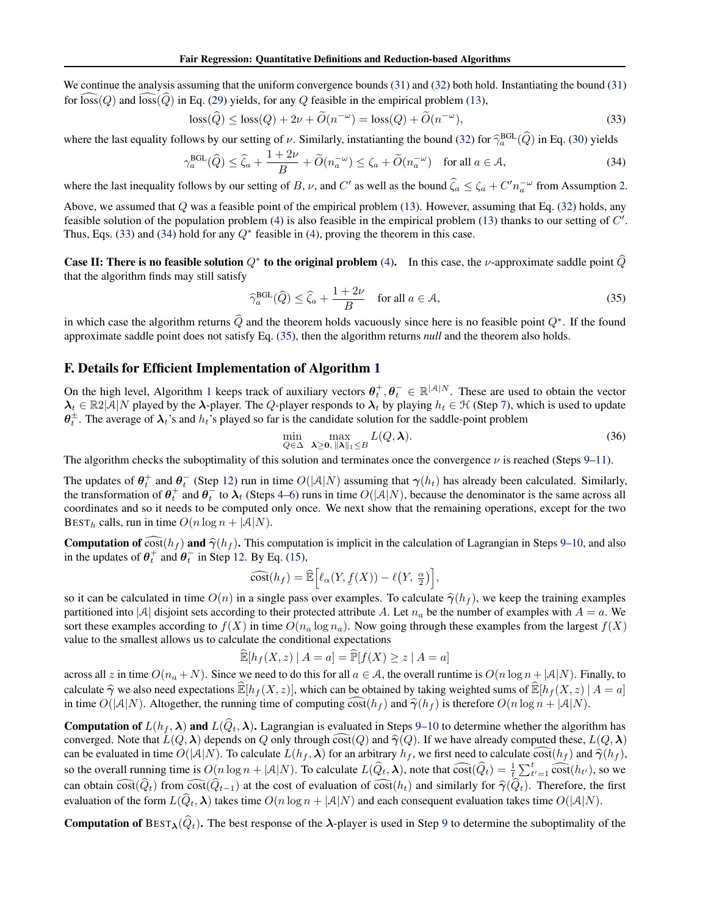We continue the analysis assuming that the uniform convergence bounds (31) and (32) both hold. Instantiating the bound (31) for $\widehat{\text{loss}}(Q)$ and $\widehat{\text{loss}}(\widehat{Q})$ in Eq. (29) yields, for any $Q$ feasible in the empirical problem (13),

$$\text{loss}(\widehat{Q}) \leq \text{loss}(Q) + 2\nu + \widetilde{O}(n^{-\omega}) = \text{loss}(Q) + \widetilde{O}(n^{-\omega}), \tag{33}$$

where the last equality follows by our setting of $\nu$. Similarly, instatiating the bound (32) for $\widehat{\gamma}_a^{\text{BGL}}(\widehat{Q})$ in Eq. (30) yields

$$\gamma_a^{\text{BGL}}(\widehat{Q}) \leq \widehat{\zeta}_a + \frac{1+2\nu}{B} + \widetilde{O}(n_a^{-\omega}) \leq \zeta_a + \widetilde{O}(n_a^{-\omega}) \quad \text{for all } a \in \mathcal{A}, \tag{34}$$

where the last inequality follows by our setting of $B$, $\nu$, and $C'$ as well as the bound $\widehat{\zeta}_a \leq \zeta_a + C' n_a^{-\omega}$ from Assumption 2.

Above, we assumed that $Q$ was a feasible point of the empirical problem (13). However, assuming that Eq. (32) holds, any feasible solution of the population problem (4) is also feasible in the empirical problem (13) thanks to our setting of $C'$. Thus, Eqs. (33) and (34) hold for any $Q^*$ feasible in (4), proving the theorem in this case.

**Case II: There is no feasible solution $Q^*$ to the original problem (4).** In this case, the $\nu$-approximate saddle point $\widehat{Q}$ that the algorithm finds may still satisfy

$$\widehat{\gamma}_a^{\text{BGL}}(\widehat{Q}) \leq \widehat{\zeta}_a + \frac{1+2\nu}{B} \quad \text{for all } a \in \mathcal{A}, \tag{35}$$

in which case the algorithm returns $\widehat{Q}$ and the theorem holds vacuously since here is no feasible point $Q^*$. If the found approximate saddle point does not satisfy Eq. (35), then the algorithm returns *null* and the theorem also holds.

## F. Details for Efficient Implementation of Algorithm 1

On the high level, Algorithm 1 keeps track of auxiliary vectors $\boldsymbol{\theta}_t^+, \boldsymbol{\theta}_t^- \in \mathbb{R}^{|\mathcal{A}|N}$. These are used to obtain the vector $\boldsymbol{\lambda}_t \in \mathbb{R}2|\mathcal{A}|N$ played by the $\boldsymbol{\lambda}$-player. The $Q$-player responds to $\boldsymbol{\lambda}_t$ by playing $h_t \in \mathcal{H}$ (Step 7), which is used to update $\boldsymbol{\theta}_t^{\pm}$. The average of $\boldsymbol{\lambda}_t$'s and $h_t$'s played so far is the candidate solution for the saddle-point problem

$$\min_{Q \in \Delta} \max_{\boldsymbol{\lambda} \geq \mathbf{0},\, \|\boldsymbol{\lambda}\|_1 \leq B} L(Q, \boldsymbol{\lambda}). \tag{36}$$

The algorithm checks the suboptimality of this solution and terminates once the convergence $\nu$ is reached (Steps 9–11).

The updates of $\boldsymbol{\theta}_t^+$ and $\boldsymbol{\theta}_t^-$ (Step 12) run in time $O(|\mathcal{A}|N)$ assuming that $\boldsymbol{\gamma}(h_t)$ has already been calculated. Similarly, the transformation of $\boldsymbol{\theta}_t^+$ and $\boldsymbol{\theta}_t^-$ to $\boldsymbol{\lambda}_t$ (Steps 4–6) runs in time $O(|\mathcal{A}|N)$, because the denominator is the same across all coordinates and so it needs to be computed only once. We next show that the remaining operations, except for the two $\text{BEST}_h$ calls, run in time $O(n \log n + |\mathcal{A}|N)$.

**Computation of $\widehat{\text{cost}}(h_f)$ and $\widehat{\boldsymbol{\gamma}}(h_f)$.** This computation is implicit in the calculation of Lagrangian in Steps 9–10, and also in the updates of $\boldsymbol{\theta}_t^+$ and $\boldsymbol{\theta}_t^-$ in Step 12. By Eq. (15),

$$\widehat{\text{cost}}(h_f) = \widehat{\mathbb{E}}\Big[\ell_\alpha(Y, \underline{f}(X)) - \ell\big(Y,\, \tfrac{\alpha}{2}\big)\Big],$$

so it can be calculated in time $O(n)$ in a single pass over examples. To calculate $\widehat{\boldsymbol{\gamma}}(h_f)$, we keep the training examples partitioned into $|\mathcal{A}|$ disjoint sets according to their protected attribute $A$. Let $n_a$ be the number of examples with $A = a$. We sort these examples according to $f(X)$ in time $O(n_a \log n_a)$. Now going through these examples from the largest $f(X)$ value to the smallest allows us to calculate the conditional expectations

$$\widehat{\mathbb{E}}[h_f(X, z) \mid A = a] = \widehat{\mathbb{P}}[f(X) \geq z \mid A = a]$$

across all $z$ in time $O(n_a + N)$. Since we need to do this for all $a \in \mathcal{A}$, the overall runtime is $O(n \log n + |\mathcal{A}|N)$. Finally, to calculate $\widehat{\boldsymbol{\gamma}}$ we also need expectations $\widehat{\mathbb{E}}[h_f(X, z)]$, which can be obtained by taking weighted sums of $\widehat{\mathbb{E}}[h_f(X, z) \mid A = a]$ in time $O(|\mathcal{A}|N)$. Altogether, the running time of computing $\widehat{\text{cost}}(h_f)$ and $\widehat{\boldsymbol{\gamma}}(h_f)$ is therefore $O(n \log n + |\mathcal{A}|N)$.

**Computation of $L(h_f, \boldsymbol{\lambda})$ and $L(\widehat{Q}_t, \boldsymbol{\lambda})$.** Lagrangian is evaluated in Steps 9–10 to determine whether the algorithm has converged. Note that $L(Q, \boldsymbol{\lambda})$ depends on $Q$ only through $\widehat{\text{cost}}(Q)$ and $\widehat{\boldsymbol{\gamma}}(Q)$. If we have already computed these, $L(Q, \boldsymbol{\lambda})$ can be evaluated in time $O(|\mathcal{A}|N)$. To calculate $L(h_f, \boldsymbol{\lambda})$ for an arbitrary $h_f$, we first need to calculate $\widehat{\text{cost}}(h_f)$ and $\widehat{\boldsymbol{\gamma}}(h_f)$, so the overall running time is $O(n \log n + |\mathcal{A}|N)$. To calculate $L(\widehat{Q}_t, \boldsymbol{\lambda})$, note that $\widehat{\text{cost}}(\widehat{Q}_t) = \frac{1}{t}\sum_{t'=1}^{t} \widehat{\text{cost}}(h_{t'})$, so we can obtain $\widehat{\text{cost}}(\widehat{Q}_t)$ from $\widehat{\text{cost}}(\widehat{Q}_{t-1})$ at the cost of evaluation of $\widehat{\text{cost}}(h_t)$ and similarly for $\widehat{\boldsymbol{\gamma}}(\widehat{Q}_t)$. Therefore, the first evaluation of the form $L(\widehat{Q}_t, \boldsymbol{\lambda})$ takes time $O(n \log n + |\mathcal{A}|N)$ and each consequent evaluation takes time $O(|\mathcal{A}|N)$.

**Computation of $\text{BEST}_{\boldsymbol{\lambda}}(\widehat{Q}_t)$.** The best response of the $\boldsymbol{\lambda}$-player is used in Step 9 to determine the suboptimality of the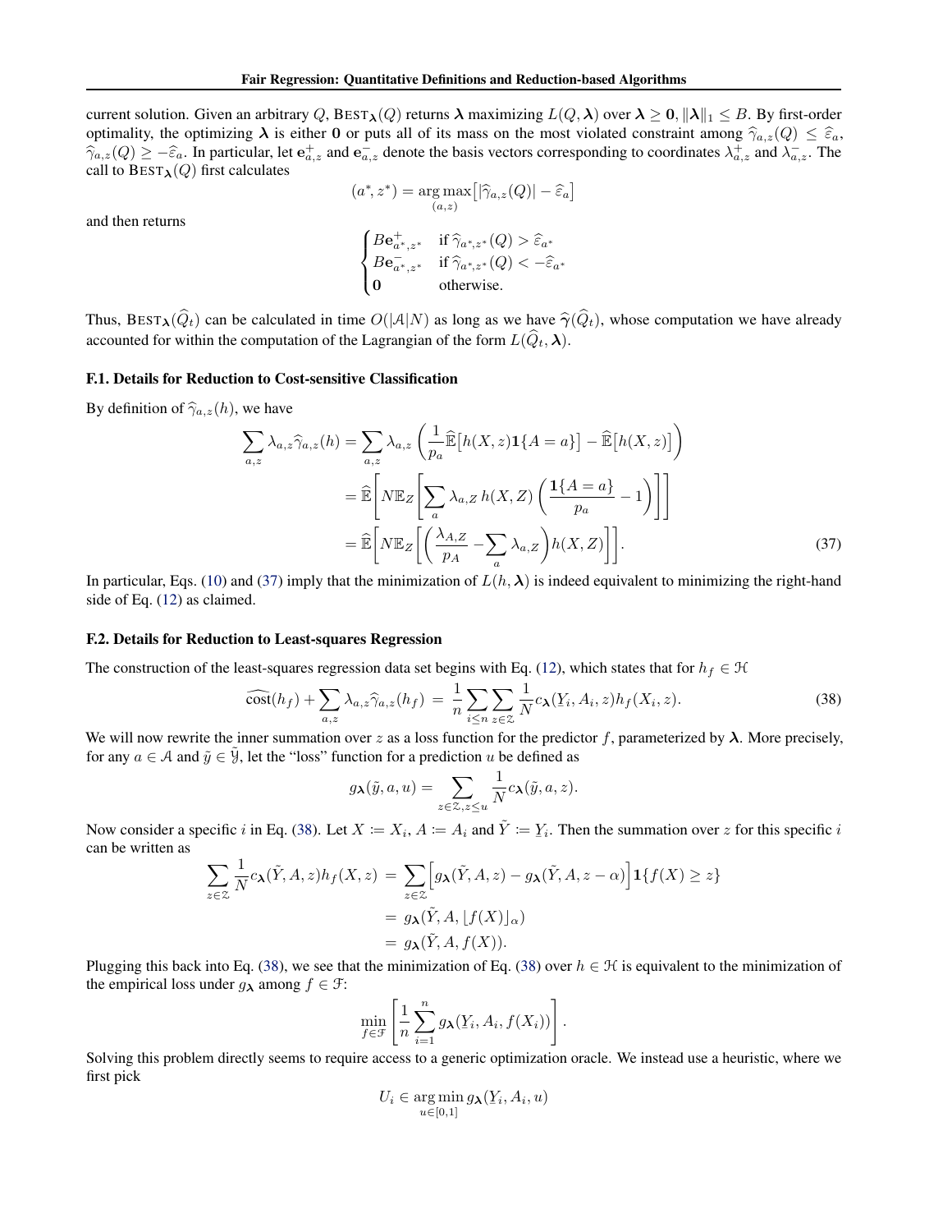current solution. Given an arbitrary $Q$, $\text{BEST}_{\boldsymbol{\lambda}}(Q)$ returns $\boldsymbol{\lambda}$ maximizing $L(Q, \boldsymbol{\lambda})$ over $\boldsymbol{\lambda} \geq \mathbf{0}, \|\boldsymbol{\lambda}\|_1 \leq B$. By first-order optimality, the optimizing $\boldsymbol{\lambda}$ is either $\mathbf{0}$ or puts all of its mass on the most violated constraint among $\widehat{\gamma}_{a,z}(Q) \leq \widehat{\varepsilon}_a$, $\widehat{\gamma}_{a,z}(Q) \geq -\widehat{\varepsilon}_a$. In particular, let $\mathbf{e}^+_{a,z}$ and $\mathbf{e}^-_{a,z}$ denote the basis vectors corresponding to coordinates $\lambda^+_{a,z}$ and $\lambda^-_{a,z}$. The call to $\text{BEST}_{\boldsymbol{\lambda}}(Q)$ first calculates

$$(a^*, z^*) = \operatorname*{arg\,max}_{(a,z)} \bigl[|\widehat{\gamma}_{a,z}(Q)| - \widehat{\varepsilon}_a\bigr]$$

and then returns

$$\begin{cases} B\mathbf{e}^+_{a^*,z^*} & \text{if } \widehat{\gamma}_{a^*,z^*}(Q) > \widehat{\varepsilon}_{a^*} \\ B\mathbf{e}^-_{a^*,z^*} & \text{if } \widehat{\gamma}_{a^*,z^*}(Q) < -\widehat{\varepsilon}_{a^*} \\ \mathbf{0} & \text{otherwise.} \end{cases}$$

Thus, $\text{BEST}_{\boldsymbol{\lambda}}(\widehat{Q}_t)$ can be calculated in time $O(|\mathcal{A}|N)$ as long as we have $\widehat{\boldsymbol{\gamma}}(\widehat{Q}_t)$, whose computation we have already accounted for within the computation of the Lagrangian of the form $L(\widehat{Q}_t, \boldsymbol{\lambda})$.

### F.1. Details for Reduction to Cost-sensitive Classification

By definition of $\widehat{\gamma}_{a,z}(h)$, we have

$$\begin{aligned} \sum_{a,z} \lambda_{a,z} \widehat{\gamma}_{a,z}(h) &= \sum_{a,z} \lambda_{a,z} \left( \frac{1}{p_a} \widehat{\mathbb{E}}\bigl[h(X,z)\mathbf{1}\{A=a\}\bigr] - \widehat{\mathbb{E}}\bigl[h(X,z)\bigr] \right) \\ &= \widehat{\mathbb{E}}\left[ N\mathbb{E}_Z \left[ \sum_a \lambda_{a,Z}\, h(X,Z) \left( \frac{\mathbf{1}\{A=a\}}{p_a} - 1 \right) \right] \right] \\ &= \widehat{\mathbb{E}}\left[ N\mathbb{E}_Z \left[ \left( \frac{\lambda_{A,Z}}{p_A} - \sum_a \lambda_{a,Z} \right) h(X,Z) \right] \right]. \end{aligned} \tag{37}$$

In particular, Eqs. (10) and (37) imply that the minimization of $L(h, \boldsymbol{\lambda})$ is indeed equivalent to minimizing the right-hand side of Eq. (12) as claimed.

### F.2. Details for Reduction to Least-squares Regression

The construction of the least-squares regression data set begins with Eq. (12), which states that for $h_f \in \mathcal{H}$

$$\widehat{\text{cost}}(h_f) + \sum_{a,z} \lambda_{a,z} \widehat{\gamma}_{a,z}(h_f) \;=\; \frac{1}{n} \sum_{i \leq n} \sum_{z \in \mathcal{Z}} \frac{1}{N} c_{\boldsymbol{\lambda}}(\underline{Y}_i, A_i, z) h_f(X_i, z). \tag{38}$$

We will now rewrite the inner summation over $z$ as a loss function for the predictor $f$, parameterized by $\boldsymbol{\lambda}$. More precisely, for any $a \in \mathcal{A}$ and $\tilde{y} \in \tilde{\mathcal{Y}}$, let the "loss" function for a prediction $u$ be defined as

$$g_{\boldsymbol{\lambda}}(\tilde{y}, a, u) = \sum_{z \in \mathcal{Z}, z \leq u} \frac{1}{N} c_{\boldsymbol{\lambda}}(\tilde{y}, a, z).$$

Now consider a specific $i$ in Eq. (38). Let $X \coloneqq X_i$, $A \coloneqq A_i$ and $\tilde{Y} \coloneqq \underline{Y}_i$. Then the summation over $z$ for this specific $i$ can be written as

$$\begin{aligned} \sum_{z \in \mathcal{Z}} \frac{1}{N} c_{\boldsymbol{\lambda}}(\tilde{Y}, A, z) h_f(X, z) \;&=\; \sum_{z \in \mathcal{Z}} \Bigl[ g_{\boldsymbol{\lambda}}(\tilde{Y}, A, z) - g_{\boldsymbol{\lambda}}(\tilde{Y}, A, z - \alpha) \Bigr] \mathbf{1}\{f(X) \geq z\} \\ &=\; g_{\boldsymbol{\lambda}}(\tilde{Y}, A, \lfloor f(X) \rfloor_\alpha) \\ &=\; g_{\boldsymbol{\lambda}}(\tilde{Y}, A, f(X)). \end{aligned}$$

Plugging this back into Eq. (38), we see that the minimization of Eq. (38) over $h \in \mathcal{H}$ is equivalent to the minimization of the empirical loss under $g_{\boldsymbol{\lambda}}$ among $f \in \mathcal{F}$:

$$\min_{f \in \mathcal{F}} \left[ \frac{1}{n} \sum_{i=1}^{n} g_{\boldsymbol{\lambda}}(\underline{Y}_i, A_i, f(X_i)) \right].$$

Solving this problem directly seems to require access to a generic optimization oracle. We instead use a heuristic, where we first pick

$$U_i \in \operatorname*{arg\,min}_{u \in [0,1]} g_{\boldsymbol{\lambda}}(\underline{Y}_i, A_i, u)$$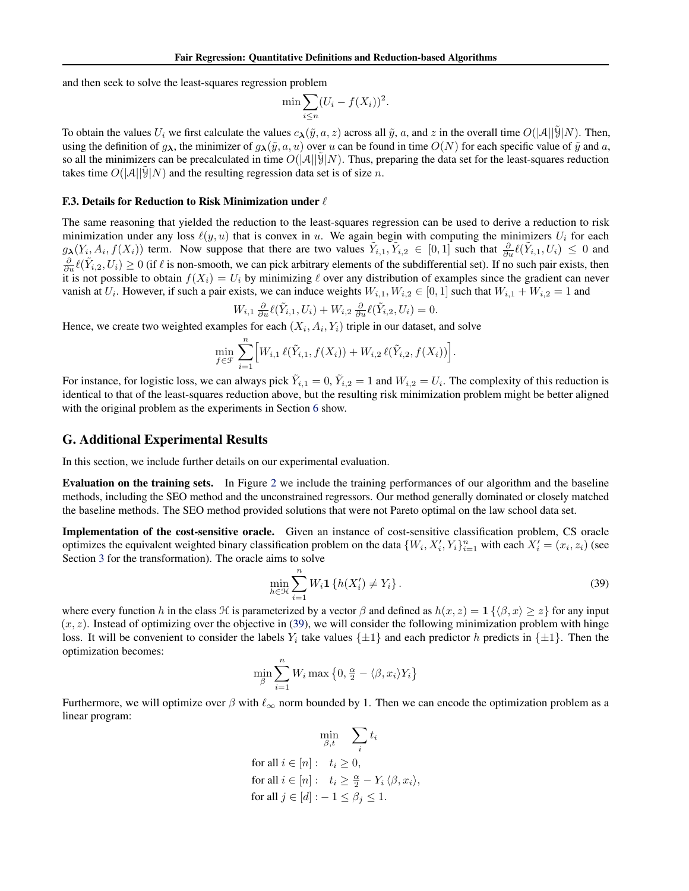and then seek to solve the least-squares regression problem

$$\min \sum_{i \le n} (U_i - f(X_i))^2.$$

To obtain the values $U_i$ we first calculate the values $c_{\boldsymbol{\lambda}}(\tilde{y}, a, z)$ across all $\tilde{y}$, $a$, and $z$ in the overall time $O(|\mathcal{A}||\tilde{\mathcal{Y}}|N)$. Then, using the definition of $g_{\boldsymbol{\lambda}}$, the minimizer of $g_{\boldsymbol{\lambda}}(\tilde{y}, a, u)$ over $u$ can be found in time $O(N)$ for each specific value of $\tilde{y}$ and $a$, so all the minimizers can be precalculated in time $O(|\mathcal{A}||\tilde{\mathcal{Y}}|N)$. Thus, preparing the data set for the least-squares reduction takes time $O(|\mathcal{A}||\tilde{\mathcal{Y}}|N)$ and the resulting regression data set is of size $n$.

### F.3. Details for Reduction to Risk Minimization under $\ell$

The same reasoning that yielded the reduction to the least-squares regression can be used to derive a reduction to risk minimization under any loss $\ell(y, u)$ that is convex in $u$. We again begin with computing the minimizers $U_i$ for each $g_{\boldsymbol{\lambda}}(Y_i, A_i, f(X_i))$ term. Now suppose that there are two values $\tilde{Y}_{i,1}, \tilde{Y}_{i,2} \in [0,1]$ such that $\frac{\partial}{\partial u}\ell(\tilde{Y}_{i,1}, U_i) \le 0$ and $\frac{\partial}{\partial u}\ell(\tilde{Y}_{i,2}, U_i) \ge 0$ (if $\ell$ is non-smooth, we can pick arbitrary elements of the subdifferential set). If no such pair exists, then it is not possible to obtain $f(X_i) = U_i$ by minimizing $\ell$ over any distribution of examples since the gradient can never vanish at $U_i$. However, if such a pair exists, we can induce weights $W_{i,1}, W_{i,2} \in [0,1]$ such that $W_{i,1} + W_{i,2} = 1$ and

$$W_{i,1}\, \tfrac{\partial}{\partial u}\ell(\tilde{Y}_{i,1}, U_i) + W_{i,2}\, \tfrac{\partial}{\partial u}\ell(\tilde{Y}_{i,2}, U_i) = 0.$$

Hence, we create two weighted examples for each $(X_i, A_i, Y_i)$ triple in our dataset, and solve

$$\min_{f \in \mathcal{F}} \sum_{i=1}^{n} \Big[ W_{i,1}\, \ell(\tilde{Y}_{i,1}, f(X_i)) + W_{i,2}\, \ell(\tilde{Y}_{i,2}, f(X_i)) \Big].$$

For instance, for logistic loss, we can always pick $\tilde{Y}_{i,1} = 0$, $\tilde{Y}_{i,2} = 1$ and $W_{i,2} = U_i$. The complexity of this reduction is identical to that of the least-squares reduction above, but the resulting risk minimization problem might be better aligned with the original problem as the experiments in Section 6 show.

## G. Additional Experimental Results

In this section, we include further details on our experimental evaluation.

**Evaluation on the training sets.** In Figure 2 we include the training performances of our algorithm and the baseline methods, including the SEO method and the unconstrained regressors. Our method generally dominated or closely matched the baseline methods. The SEO method provided solutions that were not Pareto optimal on the law school data set.

**Implementation of the cost-sensitive oracle.** Given an instance of cost-sensitive classification problem, CS oracle optimizes the equivalent weighted binary classification problem on the data $\{W_i, X_i', Y_i\}_{i=1}^n$ with each $X_i' = (x_i, z_i)$ (see Section 3 for the transformation). The oracle aims to solve

$$\min_{h \in \mathcal{H}} \sum_{i=1}^{n} W_i \mathbf{1}\left\{h(X_i') \neq Y_i\right\}. \tag{39}$$

where every function $h$ in the class $\mathcal{H}$ is parameterized by a vector $\beta$ and defined as $h(x, z) = \mathbf{1}\left\{\langle \beta, x \rangle \ge z\right\}$ for any input $(x, z)$. Instead of optimizing over the objective in (39), we will consider the following minimization problem with hinge loss. It will be convenient to consider the labels $Y_i$ take values $\{\pm 1\}$ and each predictor $h$ predicts in $\{\pm 1\}$. Then the optimization becomes:

$$\min_{\beta} \sum_{i=1}^{n} W_i \max\left\{0, \tfrac{\alpha}{2} - \langle \beta, x_i \rangle Y_i\right\}$$

Furthermore, we will optimize over $\beta$ with $\ell_\infty$ norm bounded by 1. Then we can encode the optimization problem as a linear program:

$$
\begin{aligned}
&\min_{\beta, t} \quad \sum_i t_i \\
&\text{for all } i \in [n]: \quad t_i \ge 0, \\
&\text{for all } i \in [n]: \quad t_i \ge \tfrac{\alpha}{2} - Y_i \langle \beta, x_i \rangle, \\
&\text{for all } j \in [d]: -1 \le \beta_j \le 1.
\end{aligned}
$$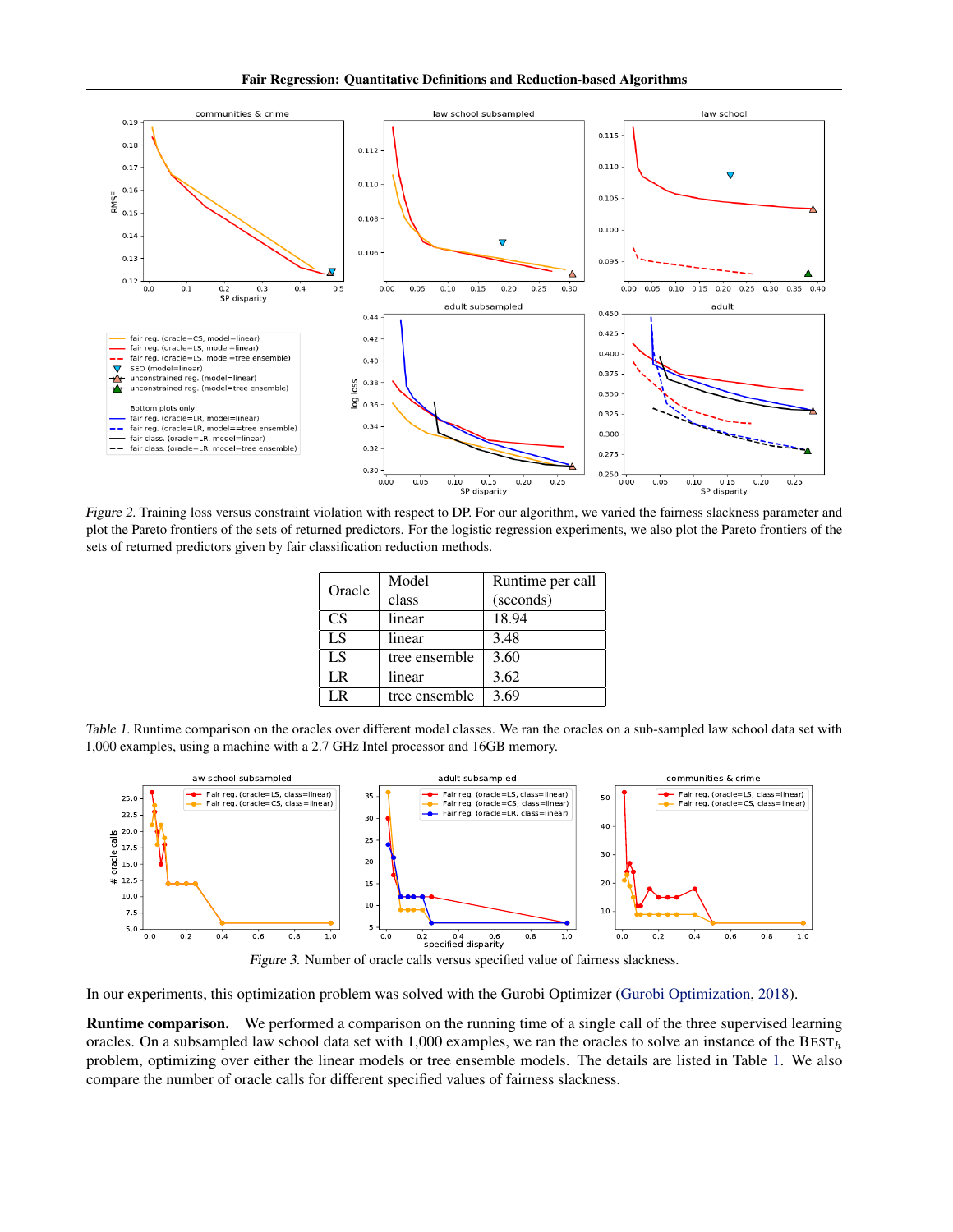communities & crime

0.19
0.18
0.17
0.16
0.15
0.14
0.13
0.12

RMSE

0.0 0.1 0.2 0.3 0.4 0.5

SP disparity

law school subsampled

0.112
0.110
0.108
0.106

0.00 0.05 0.10 0.15 0.20 0.25 0.30

law school

0.115
0.110
0.105
0.100
0.095

0.00 0.05 0.10 0.15 0.20 0.25 0.30 0.35 0.40

fair reg. (oracle=CS, model=linear)
fair reg. (oracle=LS, model=linear)
fair reg. (oracle=LS, model=tree ensemble)
SEO (model=linear)
unconstrained reg. (model=linear)
unconstrained reg. (model=tree ensemble)

Bottom plots only:
fair reg. (oracle=LR, model=linear)
fair reg. (oracle=LR, model==tree ensemble)
fair class. (oracle=LR, model=linear)
fair class. (oracle=LR, model=tree ensemble)

adult subsampled

0.44
0.42
0.40
0.38
0.36
0.34
0.32
0.30

log loss

0.00 0.05 0.10 0.15 0.20 0.25

SP disparity

adult

0.450
0.425
0.400
0.375
0.350
0.325
0.300
0.275
0.250

0.00 0.05 0.10 0.15 0.20 0.25

SP disparity

*Figure 2.* Training loss versus constraint violation with respect to DP. For our algorithm, we varied the fairness slackness parameter and plot the Pareto frontiers of the sets of returned predictors. For the logistic regression experiments, we also plot the Pareto frontiers of the sets of returned predictors given by fair classification reduction methods.

| Oracle | Model class | Runtime per call (seconds) |
|---|---|---|
| CS | linear | 18.94 |
| LS | linear | 3.48 |
| LS | tree ensemble | 3.60 |
| LR | linear | 3.62 |
| LR | tree ensemble | 3.69 |

*Table 1.* Runtime comparison on the oracles over different model classes. We ran the oracles on a sub-sampled law school data set with 1,000 examples, using a machine with a 2.7 GHz Intel processor and 16GB memory.

law school subsampled

Fair reg. (oracle=LS, class=linear)
Fair reg. (oracle=CS, class=linear)

25.0
22.5
20.0
17.5
15.0
12.5
10.0
7.5
5.0

# oracle calls

0.0 0.2 0.4 0.6 0.8 1.0

adult subsampled

Fair reg. (oracle=LS, class=linear)
Fair reg. (oracle=CS, class=linear)
Fair reg. (oracle=LR, class=linear)

35
30
25
20
15
10
5

0.0 0.2 0.4 0.6 0.8 1.0

specified disparity

communities & crime

Fair reg. (oracle=LS, class=linear)
Fair reg. (oracle=CS, class=linear)

50
40
30
20
10

0.0 0.2 0.4 0.6 0.8 1.0

*Figure 3.* Number of oracle calls versus specified value of fairness slackness.

In our experiments, this optimization problem was solved with the Gurobi Optimizer (Gurobi Optimization, 2018).

**Runtime comparison.** We performed a comparison on the running time of a single call of the three supervised learning oracles. On a subsampled law school data set with 1,000 examples, we ran the oracles to solve an instance of the $\text{BEST}_h$ problem, optimizing over either the linear models or tree ensemble models. The details are listed in Table 1. We also compare the number of oracle calls for different specified values of fairness slackness.